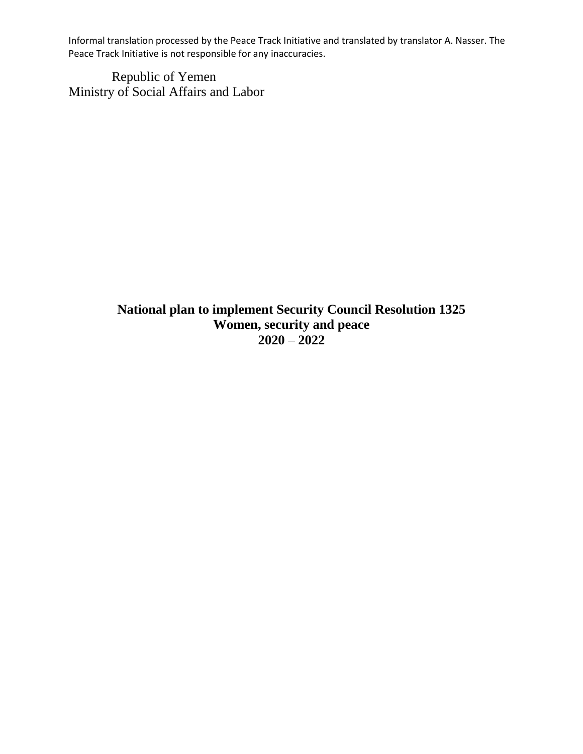Informal translation processed by the Peace Track Initiative and translated by translator A. Nasser. The Peace Track Initiative is not responsible for any inaccuracies.

Republic of Yemen
Ministry of Social Affairs and Labor

# National plan to implement Security Council Resolution 1325
## Women, security and peace
## 2020 – 2022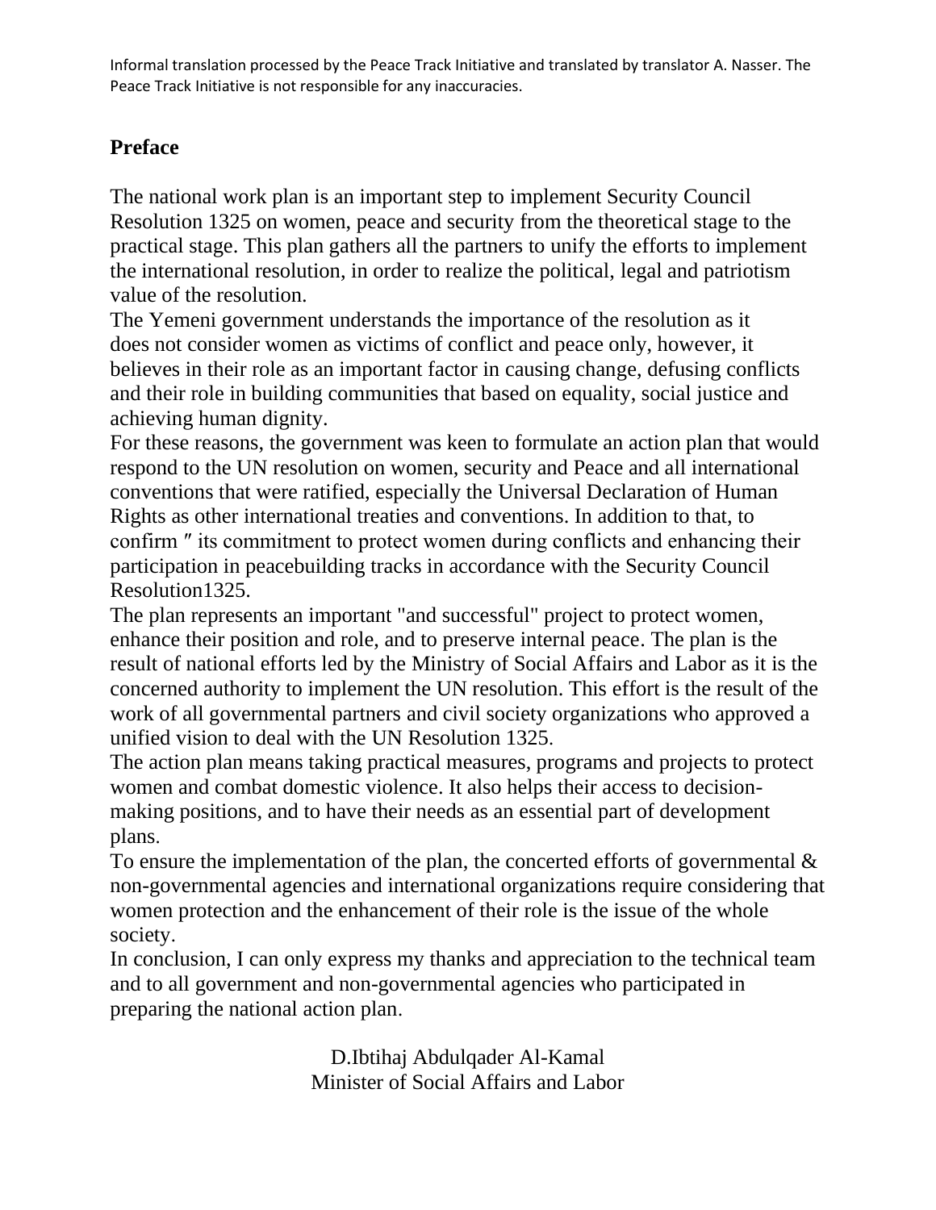Informal translation processed by the Peace Track Initiative and translated by translator A. Nasser. The Peace Track Initiative is not responsible for any inaccuracies.

## Preface

The national work plan is an important step to implement Security Council Resolution 1325 on women, peace and security from the theoretical stage to the practical stage. This plan gathers all the partners to unify the efforts to implement the international resolution, in order to realize the political, legal and patriotism value of the resolution.

The Yemeni government understands the importance of the resolution as it does not consider women as victims of conflict and peace only, however, it believes in their role as an important factor in causing change, defusing conflicts and their role in building communities that based on equality, social justice and achieving human dignity.

For these reasons, the government was keen to formulate an action plan that would respond to the UN resolution on women, security and Peace and all international conventions that were ratified, especially the Universal Declaration of Human Rights as other international treaties and conventions. In addition to that, to confirm ″ its commitment to protect women during conflicts and enhancing their participation in peacebuilding tracks in accordance with the Security Council Resolution1325.

The plan represents an important "and successful" project to protect women, enhance their position and role, and to preserve internal peace. The plan is the result of national efforts led by the Ministry of Social Affairs and Labor as it is the concerned authority to implement the UN resolution. This effort is the result of the work of all governmental partners and civil society organizations who approved a unified vision to deal with the UN Resolution 1325.

The action plan means taking practical measures, programs and projects to protect women and combat domestic violence. It also helps their access to decision-making positions, and to have their needs as an essential part of development plans.

To ensure the implementation of the plan, the concerted efforts of governmental & non-governmental agencies and international organizations require considering that women protection and the enhancement of their role is the issue of the whole society.

In conclusion, I can only express my thanks and appreciation to the technical team and to all government and non-governmental agencies who participated in preparing the national action plan.

D.Ibtihaj Abdulqader Al-Kamal
Minister of Social Affairs and Labor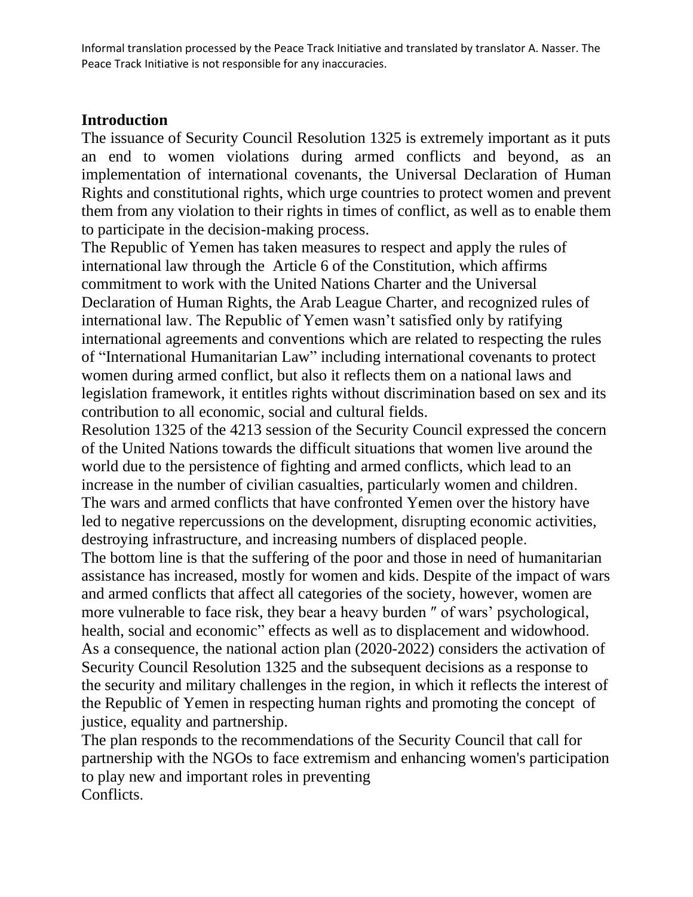Informal translation processed by the Peace Track Initiative and translated by translator A. Nasser. The Peace Track Initiative is not responsible for any inaccuracies.

## Introduction

The issuance of Security Council Resolution 1325 is extremely important as it puts an end to women violations during armed conflicts and beyond, as an implementation of international covenants, the Universal Declaration of Human Rights and constitutional rights, which urge countries to protect women and prevent them from any violation to their rights in times of conflict, as well as to enable them to participate in the decision-making process.

The Republic of Yemen has taken measures to respect and apply the rules of international law through the Article 6 of the Constitution, which affirms commitment to work with the United Nations Charter and the Universal Declaration of Human Rights, the Arab League Charter, and recognized rules of international law. The Republic of Yemen wasn't satisfied only by ratifying international agreements and conventions which are related to respecting the rules of "International Humanitarian Law" including international covenants to protect women during armed conflict, but also it reflects them on a national laws and legislation framework, it entitles rights without discrimination based on sex and its contribution to all economic, social and cultural fields.

Resolution 1325 of the 4213 session of the Security Council expressed the concern of the United Nations towards the difficult situations that women live around the world due to the persistence of fighting and armed conflicts, which lead to an increase in the number of civilian casualties, particularly women and children.

The wars and armed conflicts that have confronted Yemen over the history have led to negative repercussions on the development, disrupting economic activities, destroying infrastructure, and increasing numbers of displaced people.

The bottom line is that the suffering of the poor and those in need of humanitarian assistance has increased, mostly for women and kids. Despite of the impact of wars and armed conflicts that affect all categories of the society, however, women are more vulnerable to face risk, they bear a heavy burden ″ of wars' psychological, health, social and economic" effects as well as to displacement and widowhood.

As a consequence, the national action plan (2020-2022) considers the activation of Security Council Resolution 1325 and the subsequent decisions as a response to the security and military challenges in the region, in which it reflects the interest of the Republic of Yemen in respecting human rights and promoting the concept of justice, equality and partnership.

The plan responds to the recommendations of the Security Council that call for partnership with the NGOs to face extremism and enhancing women's participation to play new and important roles in preventing Conflicts.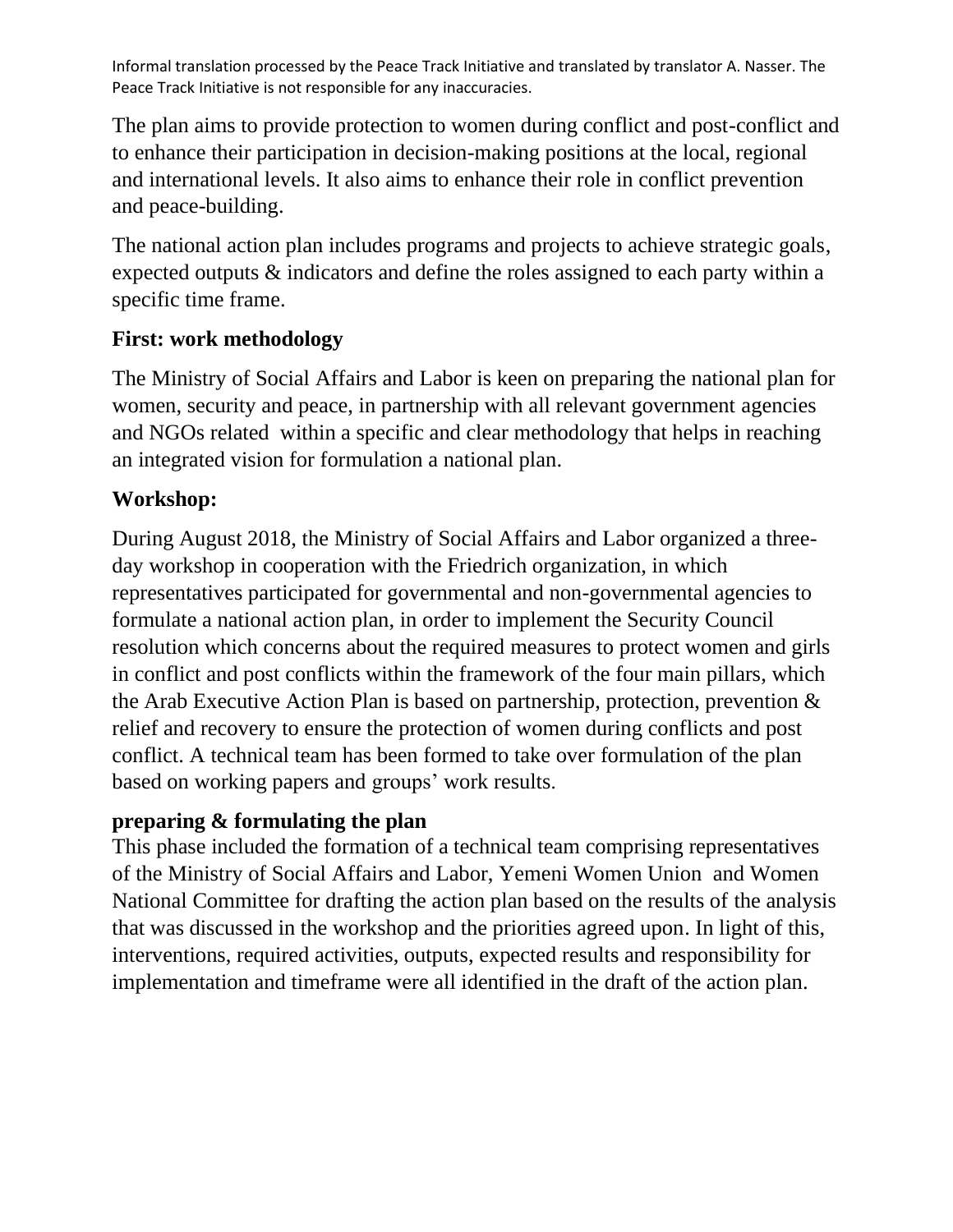Informal translation processed by the Peace Track Initiative and translated by translator A. Nasser. The Peace Track Initiative is not responsible for any inaccuracies.

The plan aims to provide protection to women during conflict and post-conflict and to enhance their participation in decision-making positions at the local, regional and international levels. It also aims to enhance their role in conflict prevention and peace-building.

The national action plan includes programs and projects to achieve strategic goals, expected outputs & indicators and define the roles assigned to each party within a specific time frame.

## First: work methodology

The Ministry of Social Affairs and Labor is keen on preparing the national plan for women, security and peace, in partnership with all relevant government agencies and NGOs related within a specific and clear methodology that helps in reaching an integrated vision for formulation a national plan.

### Workshop:

During August 2018, the Ministry of Social Affairs and Labor organized a three-day workshop in cooperation with the Friedrich organization, in which representatives participated for governmental and non-governmental agencies to formulate a national action plan, in order to implement the Security Council resolution which concerns about the required measures to protect women and girls in conflict and post conflicts within the framework of the four main pillars, which the Arab Executive Action Plan is based on partnership, protection, prevention & relief and recovery to ensure the protection of women during conflicts and post conflict. A technical team has been formed to take over formulation of the plan based on working papers and groups' work results.

### preparing & formulating the plan

This phase included the formation of a technical team comprising representatives of the Ministry of Social Affairs and Labor, Yemeni Women Union and Women National Committee for drafting the action plan based on the results of the analysis that was discussed in the workshop and the priorities agreed upon. In light of this, interventions, required activities, outputs, expected results and responsibility for implementation and timeframe were all identified in the draft of the action plan.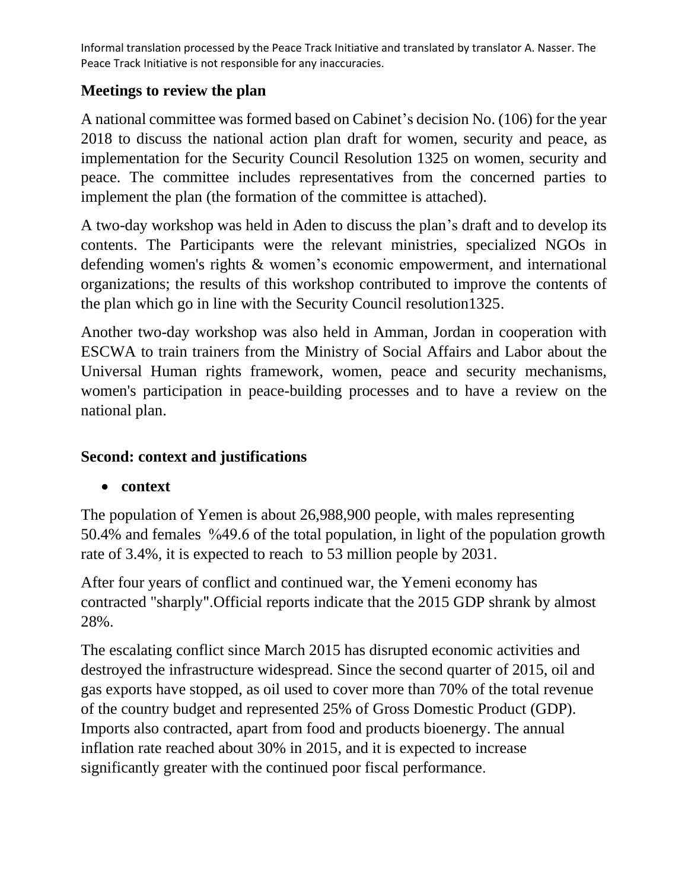### Meetings to review the plan

A national committee was formed based on Cabinet's decision No. (106) for the year 2018 to discuss the national action plan draft for women, security and peace, as implementation for the Security Council Resolution 1325 on women, security and peace. The committee includes representatives from the concerned parties to implement the plan (the formation of the committee is attached).

A two-day workshop was held in Aden to discuss the plan's draft and to develop its contents. The Participants were the relevant ministries, specialized NGOs in defending women's rights & women's economic empowerment, and international organizations; the results of this workshop contributed to improve the contents of the plan which go in line with the Security Council resolution1325.

Another two-day workshop was also held in Amman, Jordan in cooperation with ESCWA to train trainers from the Ministry of Social Affairs and Labor about the Universal Human rights framework, women, peace and security mechanisms, women's participation in peace-building processes and to have a review on the national plan.

### Second: context and justifications

- **context**

The population of Yemen is about 26,988,900 people, with males representing 50.4% and females %49.6 of the total population, in light of the population growth rate of 3.4%, it is expected to reach to 53 million people by 2031.

After four years of conflict and continued war, the Yemeni economy has contracted "sharply".Official reports indicate that the 2015 GDP shrank by almost 28%.

The escalating conflict since March 2015 has disrupted economic activities and destroyed the infrastructure widespread. Since the second quarter of 2015, oil and gas exports have stopped, as oil used to cover more than 70% of the total revenue of the country budget and represented 25% of Gross Domestic Product (GDP). Imports also contracted, apart from food and products bioenergy. The annual inflation rate reached about 30% in 2015, and it is expected to increase significantly greater with the continued poor fiscal performance.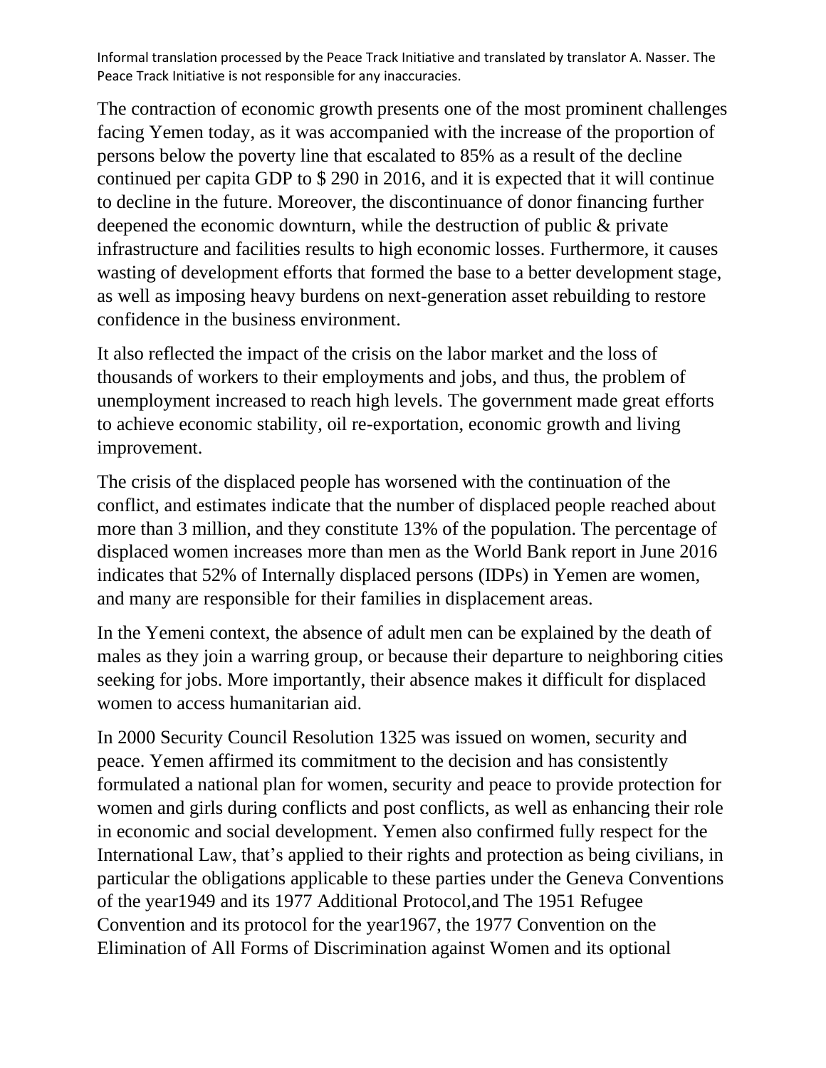Informal translation processed by the Peace Track Initiative and translated by translator A. Nasser. The Peace Track Initiative is not responsible for any inaccuracies.

The contraction of economic growth presents one of the most prominent challenges facing Yemen today, as it was accompanied with the increase of the proportion of persons below the poverty line that escalated to 85% as a result of the decline continued per capita GDP to $ 290 in 2016, and it is expected that it will continue to decline in the future. Moreover, the discontinuance of donor financing further deepened the economic downturn, while the destruction of public & private infrastructure and facilities results to high economic losses. Furthermore, it causes wasting of development efforts that formed the base to a better development stage, as well as imposing heavy burdens on next-generation asset rebuilding to restore confidence in the business environment.

It also reflected the impact of the crisis on the labor market and the loss of thousands of workers to their employments and jobs, and thus, the problem of unemployment increased to reach high levels. The government made great efforts to achieve economic stability, oil re-exportation, economic growth and living improvement.

The crisis of the displaced people has worsened with the continuation of the conflict, and estimates indicate that the number of displaced people reached about more than 3 million, and they constitute 13% of the population. The percentage of displaced women increases more than men as the World Bank report in June 2016 indicates that 52% of Internally displaced persons (IDPs) in Yemen are women, and many are responsible for their families in displacement areas.

In the Yemeni context, the absence of adult men can be explained by the death of males as they join a warring group, or because their departure to neighboring cities seeking for jobs. More importantly, their absence makes it difficult for displaced women to access humanitarian aid.

In 2000 Security Council Resolution 1325 was issued on women, security and peace. Yemen affirmed its commitment to the decision and has consistently formulated a national plan for women, security and peace to provide protection for women and girls during conflicts and post conflicts, as well as enhancing their role in economic and social development. Yemen also confirmed fully respect for the International Law, that's applied to their rights and protection as being civilians, in particular the obligations applicable to these parties under the Geneva Conventions of the year1949 and its 1977 Additional Protocol,and The 1951 Refugee Convention and its protocol for the year1967, the 1977 Convention on the Elimination of All Forms of Discrimination against Women and its optional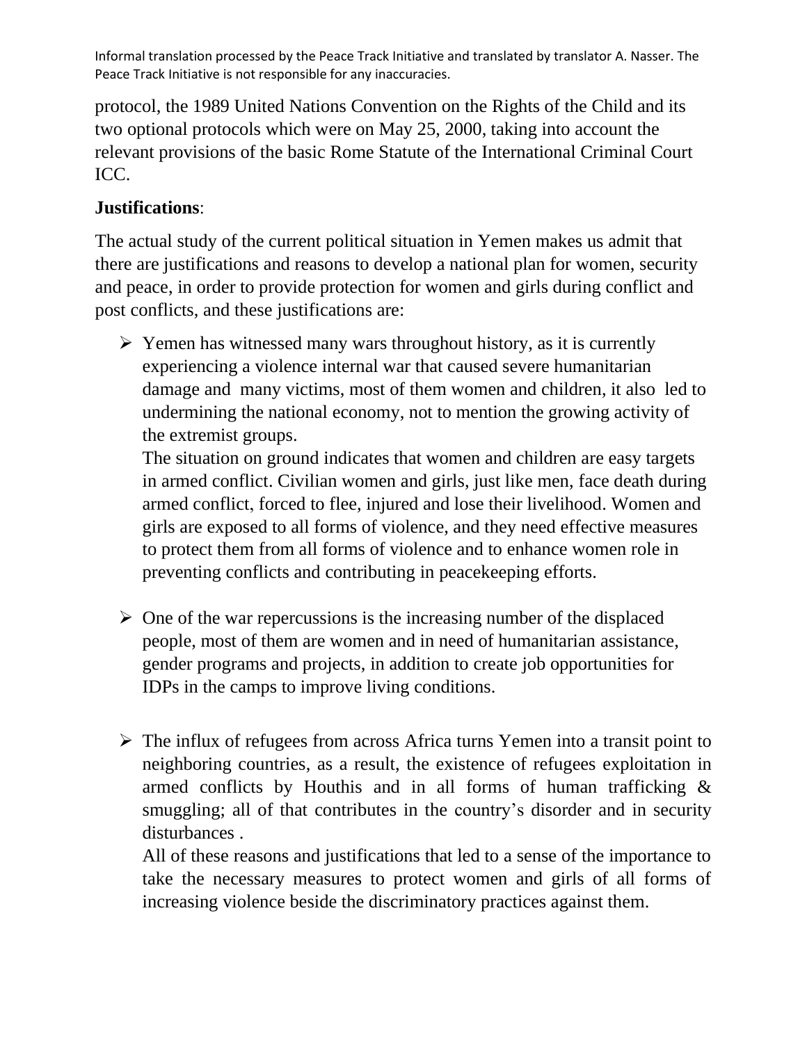protocol, the 1989 United Nations Convention on the Rights of the Child and its two optional protocols which were on May 25, 2000, taking into account the relevant provisions of the basic Rome Statute of the International Criminal Court ICC.

**Justifications**:

The actual study of the current political situation in Yemen makes us admit that there are justifications and reasons to develop a national plan for women, security and peace, in order to provide protection for women and girls during conflict and post conflicts, and these justifications are:

- Yemen has witnessed many wars throughout history, as it is currently experiencing a violence internal war that caused severe humanitarian damage and many victims, most of them women and children, it also led to undermining the national economy, not to mention the growing activity of the extremist groups.

  The situation on ground indicates that women and children are easy targets in armed conflict. Civilian women and girls, just like men, face death during armed conflict, forced to flee, injured and lose their livelihood. Women and girls are exposed to all forms of violence, and they need effective measures to protect them from all forms of violence and to enhance women role in preventing conflicts and contributing in peacekeeping efforts.

- One of the war repercussions is the increasing number of the displaced people, most of them are women and in need of humanitarian assistance, gender programs and projects, in addition to create job opportunities for IDPs in the camps to improve living conditions.

- The influx of refugees from across Africa turns Yemen into a transit point to neighboring countries, as a result, the existence of refugees exploitation in armed conflicts by Houthis and in all forms of human trafficking & smuggling; all of that contributes in the country's disorder and in security disturbances .

  All of these reasons and justifications that led to a sense of the importance to take the necessary measures to protect women and girls of all forms of increasing violence beside the discriminatory practices against them.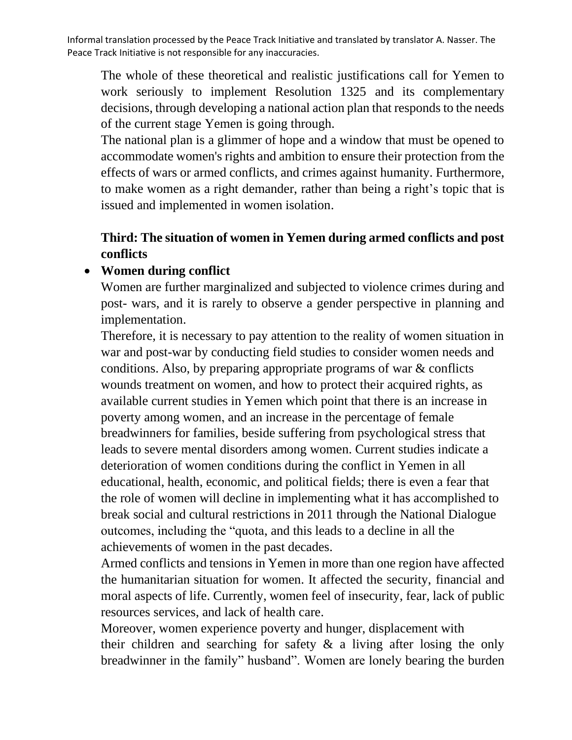The whole of these theoretical and realistic justifications call for Yemen to work seriously to implement Resolution 1325 and its complementary decisions, through developing a national action plan that responds to the needs of the current stage Yemen is going through.

The national plan is a glimmer of hope and a window that must be opened to accommodate women's rights and ambition to ensure their protection from the effects of wars or armed conflicts, and crimes against humanity. Furthermore, to make women as a right demander, rather than being a right's topic that is issued and implemented in women isolation.

### Third: The situation of women in Yemen during armed conflicts and post conflicts

- **Women during conflict**

Women are further marginalized and subjected to violence crimes during and post- wars, and it is rarely to observe a gender perspective in planning and implementation.

Therefore, it is necessary to pay attention to the reality of women situation in war and post-war by conducting field studies to consider women needs and conditions. Also, by preparing appropriate programs of war & conflicts wounds treatment on women, and how to protect their acquired rights, as available current studies in Yemen which point that there is an increase in poverty among women, and an increase in the percentage of female breadwinners for families, beside suffering from psychological stress that leads to severe mental disorders among women. Current studies indicate a deterioration of women conditions during the conflict in Yemen in all educational, health, economic, and political fields; there is even a fear that the role of women will decline in implementing what it has accomplished to break social and cultural restrictions in 2011 through the National Dialogue outcomes, including the "quota, and this leads to a decline in all the achievements of women in the past decades.

Armed conflicts and tensions in Yemen in more than one region have affected the humanitarian situation for women. It affected the security, financial and moral aspects of life. Currently, women feel of insecurity, fear, lack of public resources services, and lack of health care.

Moreover, women experience poverty and hunger, displacement with their children and searching for safety & a living after losing the only breadwinner in the family" husband". Women are lonely bearing the burden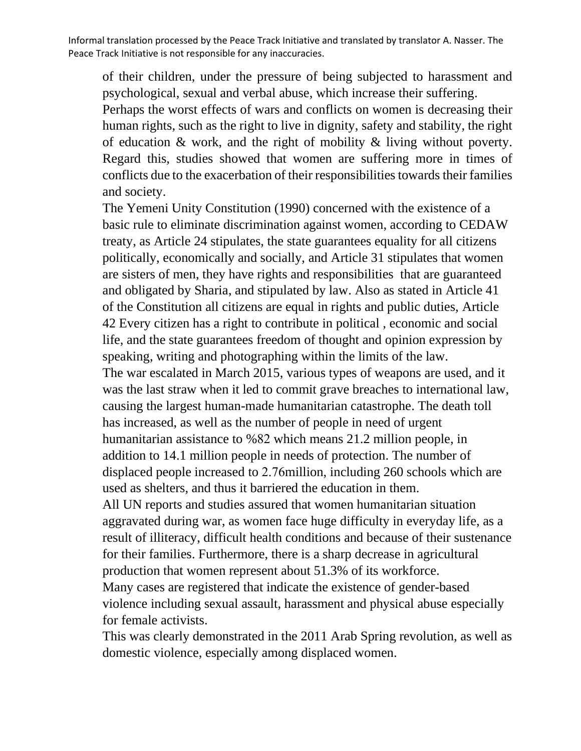of their children, under the pressure of being subjected to harassment and psychological, sexual and verbal abuse, which increase their suffering.

Perhaps the worst effects of wars and conflicts on women is decreasing their human rights, such as the right to live in dignity, safety and stability, the right of education & work, and the right of mobility & living without poverty. Regard this, studies showed that women are suffering more in times of conflicts due to the exacerbation of their responsibilities towards their families and society.

The Yemeni Unity Constitution (1990) concerned with the existence of a basic rule to eliminate discrimination against women, according to CEDAW treaty, as Article 24 stipulates, the state guarantees equality for all citizens politically, economically and socially, and Article 31 stipulates that women are sisters of men, they have rights and responsibilities that are guaranteed and obligated by Sharia, and stipulated by law. Also as stated in Article 41 of the Constitution all citizens are equal in rights and public duties, Article 42 Every citizen has a right to contribute in political , economic and social life, and the state guarantees freedom of thought and opinion expression by speaking, writing and photographing within the limits of the law.

The war escalated in March 2015, various types of weapons are used, and it was the last straw when it led to commit grave breaches to international law, causing the largest human-made humanitarian catastrophe. The death toll has increased, as well as the number of people in need of urgent humanitarian assistance to %82 which means 21.2 million people, in addition to 14.1 million people in needs of protection. The number of displaced people increased to 2.76million, including 260 schools which are used as shelters, and thus it barriered the education in them.

All UN reports and studies assured that women humanitarian situation aggravated during war, as women face huge difficulty in everyday life, as a result of illiteracy, difficult health conditions and because of their sustenance for their families. Furthermore, there is a sharp decrease in agricultural production that women represent about 51.3% of its workforce.

Many cases are registered that indicate the existence of gender-based violence including sexual assault, harassment and physical abuse especially for female activists.

This was clearly demonstrated in the 2011 Arab Spring revolution, as well as domestic violence, especially among displaced women.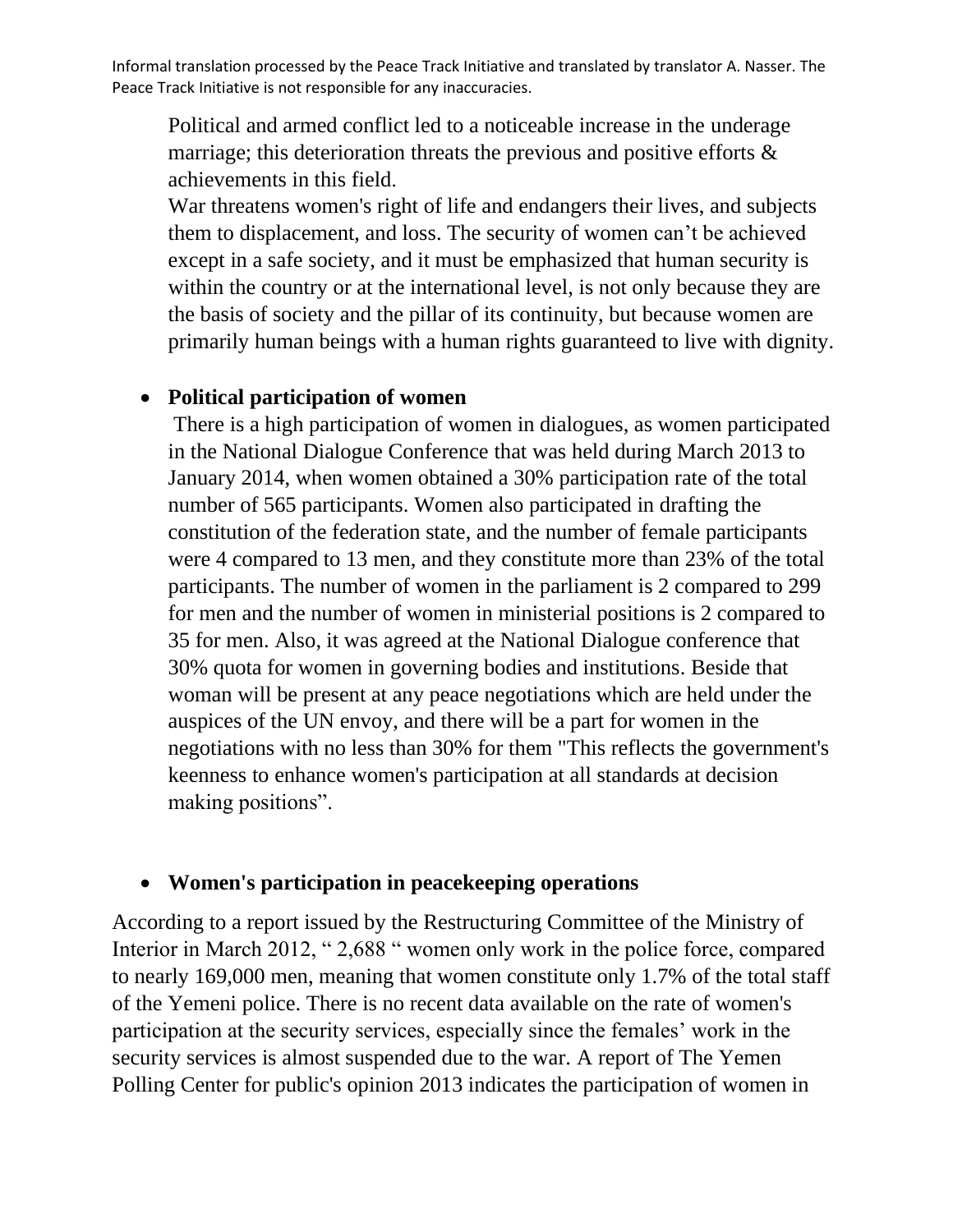Political and armed conflict led to a noticeable increase in the underage marriage; this deterioration threats the previous and positive efforts & achievements in this field.

War threatens women's right of life and endangers their lives, and subjects them to displacement, and loss. The security of women can't be achieved except in a safe society, and it must be emphasized that human security is within the country or at the international level, is not only because they are the basis of society and the pillar of its continuity, but because women are primarily human beings with a human rights guaranteed to live with dignity.

- **Political participation of women**

  There is a high participation of women in dialogues, as women participated in the National Dialogue Conference that was held during March 2013 to January 2014, when women obtained a 30% participation rate of the total number of 565 participants. Women also participated in drafting the constitution of the federation state, and the number of female participants were 4 compared to 13 men, and they constitute more than 23% of the total participants. The number of women in the parliament is 2 compared to 299 for men and the number of women in ministerial positions is 2 compared to 35 for men. Also, it was agreed at the National Dialogue conference that 30% quota for women in governing bodies and institutions. Beside that woman will be present at any peace negotiations which are held under the auspices of the UN envoy, and there will be a part for women in the negotiations with no less than 30% for them "This reflects the government's keenness to enhance women's participation at all standards at decision making positions".

- **Women's participation in peacekeeping operations**

According to a report issued by the Restructuring Committee of the Ministry of Interior in March 2012, " 2,688 " women only work in the police force, compared to nearly 169,000 men, meaning that women constitute only 1.7% of the total staff of the Yemeni police. There is no recent data available on the rate of women's participation at the security services, especially since the females' work in the security services is almost suspended due to the war. A report of The Yemen Polling Center for public's opinion 2013 indicates the participation of women in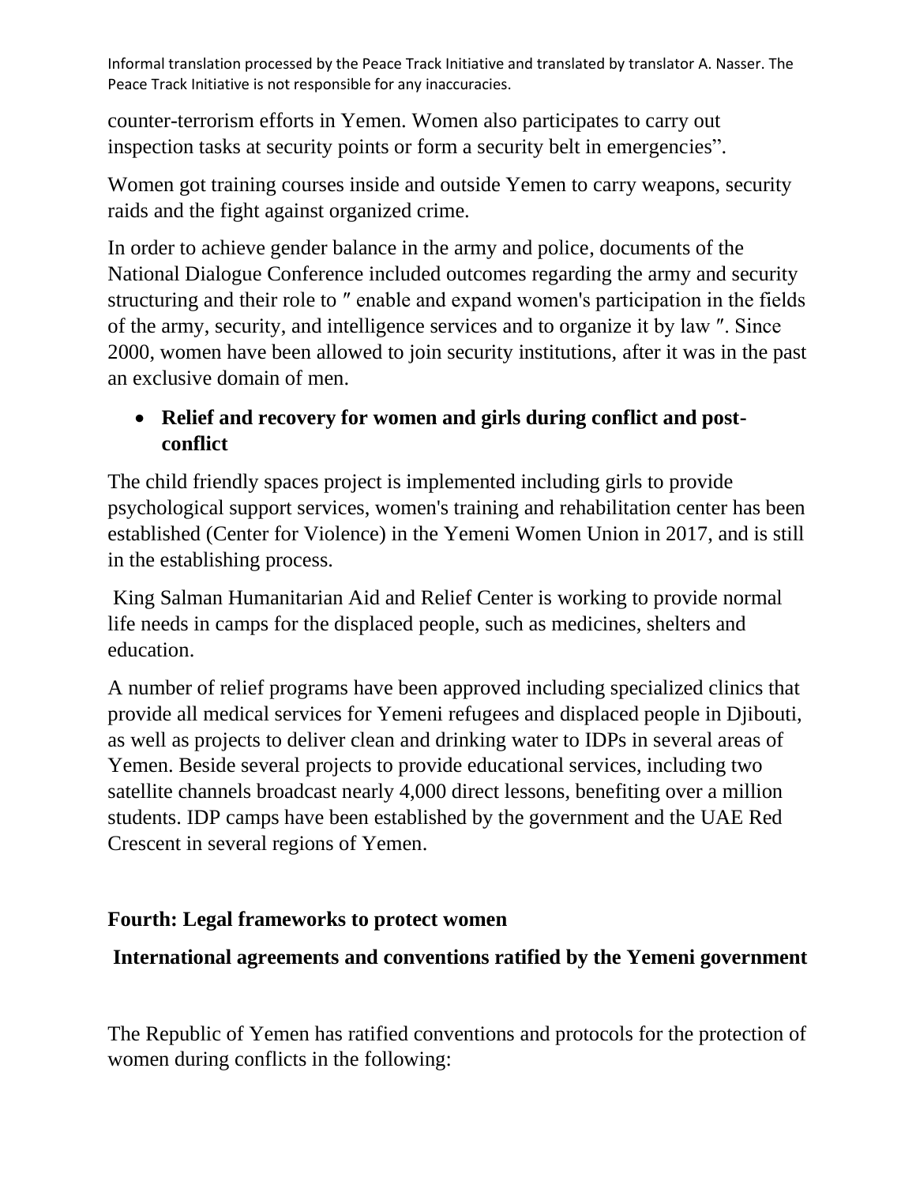counter-terrorism efforts in Yemen. Women also participates to carry out inspection tasks at security points or form a security belt in emergencies".

Women got training courses inside and outside Yemen to carry weapons, security raids and the fight against organized crime.

In order to achieve gender balance in the army and police, documents of the National Dialogue Conference included outcomes regarding the army and security structuring and their role to ″ enable and expand women's participation in the fields of the army, security, and intelligence services and to organize it by law ″. Since 2000, women have been allowed to join security institutions, after it was in the past an exclusive domain of men.

- **Relief and recovery for women and girls during conflict and post-conflict**

The child friendly spaces project is implemented including girls to provide psychological support services, women's training and rehabilitation center has been established (Center for Violence) in the Yemeni Women Union in 2017, and is still in the establishing process.

King Salman Humanitarian Aid and Relief Center is working to provide normal life needs in camps for the displaced people, such as medicines, shelters and education.

A number of relief programs have been approved including specialized clinics that provide all medical services for Yemeni refugees and displaced people in Djibouti, as well as projects to deliver clean and drinking water to IDPs in several areas of Yemen. Beside several projects to provide educational services, including two satellite channels broadcast nearly 4,000 direct lessons, benefiting over a million students. IDP camps have been established by the government and the UAE Red Crescent in several regions of Yemen.

## Fourth: Legal frameworks to protect women

### International agreements and conventions ratified by the Yemeni government

The Republic of Yemen has ratified conventions and protocols for the protection of women during conflicts in the following: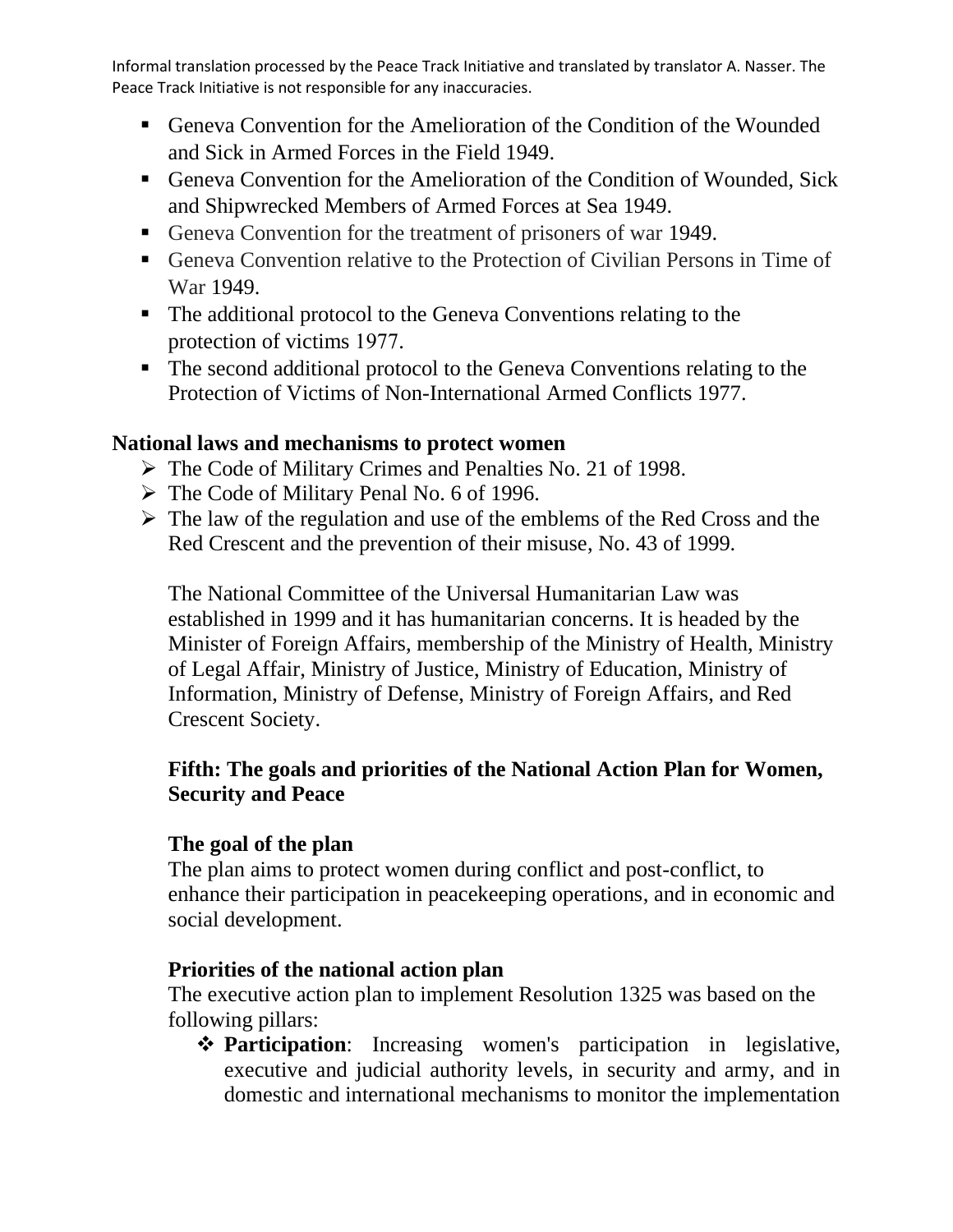Informal translation processed by the Peace Track Initiative and translated by translator A. Nasser. The Peace Track Initiative is not responsible for any inaccuracies.

- Geneva Convention for the Amelioration of the Condition of the Wounded and Sick in Armed Forces in the Field 1949.
- Geneva Convention for the Amelioration of the Condition of Wounded, Sick and Shipwrecked Members of Armed Forces at Sea 1949.
- Geneva Convention for the treatment of prisoners of war 1949.
- Geneva Convention relative to the Protection of Civilian Persons in Time of War 1949.
- The additional protocol to the Geneva Conventions relating to the protection of victims 1977.
- The second additional protocol to the Geneva Conventions relating to the Protection of Victims of Non-International Armed Conflicts 1977.

**National laws and mechanisms to protect women**

- The Code of Military Crimes and Penalties No. 21 of 1998.
- The Code of Military Penal No. 6 of 1996.
- The law of the regulation and use of the emblems of the Red Cross and the Red Crescent and the prevention of their misuse, No. 43 of 1999.

The National Committee of the Universal Humanitarian Law was established in 1999 and it has humanitarian concerns. It is headed by the Minister of Foreign Affairs, membership of the Ministry of Health, Ministry of Legal Affair, Ministry of Justice, Ministry of Education, Ministry of Information, Ministry of Defense, Ministry of Foreign Affairs, and Red Crescent Society.

## Fifth: The goals and priorities of the National Action Plan for Women, Security and Peace

### The goal of the plan

The plan aims to protect women during conflict and post-conflict, to enhance their participation in peacekeeping operations, and in economic and social development.

### Priorities of the national action plan

The executive action plan to implement Resolution 1325 was based on the following pillars:

- **Participation**: Increasing women's participation in legislative, executive and judicial authority levels, in security and army, and in domestic and international mechanisms to monitor the implementation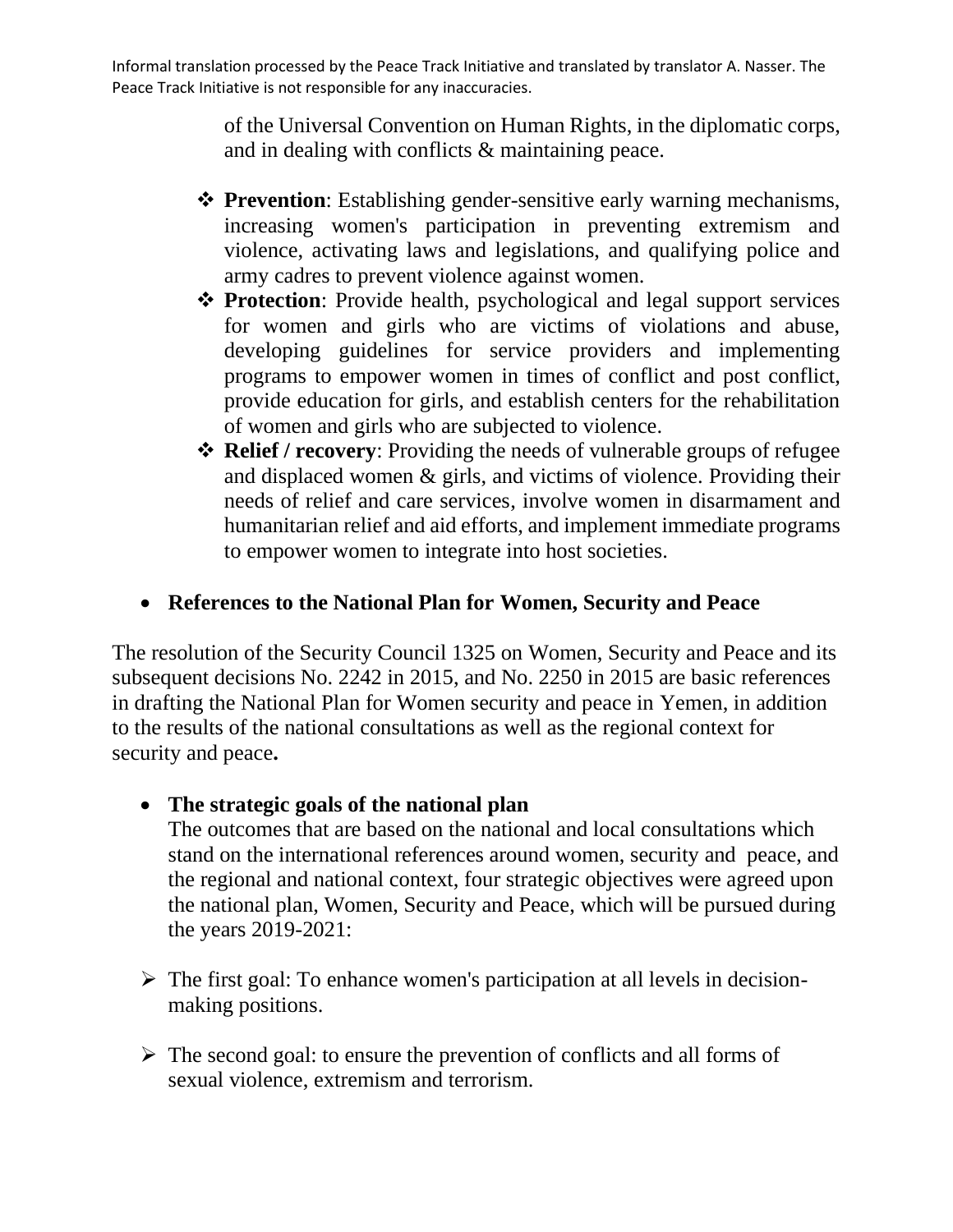of the Universal Convention on Human Rights, in the diplomatic corps, and in dealing with conflicts & maintaining peace.

- **Prevention**: Establishing gender-sensitive early warning mechanisms, increasing women's participation in preventing extremism and violence, activating laws and legislations, and qualifying police and army cadres to prevent violence against women.
- **Protection**: Provide health, psychological and legal support services for women and girls who are victims of violations and abuse, developing guidelines for service providers and implementing programs to empower women in times of conflict and post conflict, provide education for girls, and establish centers for the rehabilitation of women and girls who are subjected to violence.
- **Relief / recovery**: Providing the needs of vulnerable groups of refugee and displaced women & girls, and victims of violence. Providing their needs of relief and care services, involve women in disarmament and humanitarian relief and aid efforts, and implement immediate programs to empower women to integrate into host societies.

- **References to the National Plan for Women, Security and Peace**

The resolution of the Security Council 1325 on Women, Security and Peace and its subsequent decisions No. 2242 in 2015, and No. 2250 in 2015 are basic references in drafting the National Plan for Women security and peace in Yemen, in addition to the results of the national consultations as well as the regional context for security and peace**.**

- **The strategic goals of the national plan**

  The outcomes that are based on the national and local consultations which stand on the international references around women, security and peace, and the regional and national context, four strategic objectives were agreed upon the national plan, Women, Security and Peace, which will be pursued during the years 2019-2021:

- The first goal: To enhance women's participation at all levels in decision-making positions.

- The second goal: to ensure the prevention of conflicts and all forms of sexual violence, extremism and terrorism.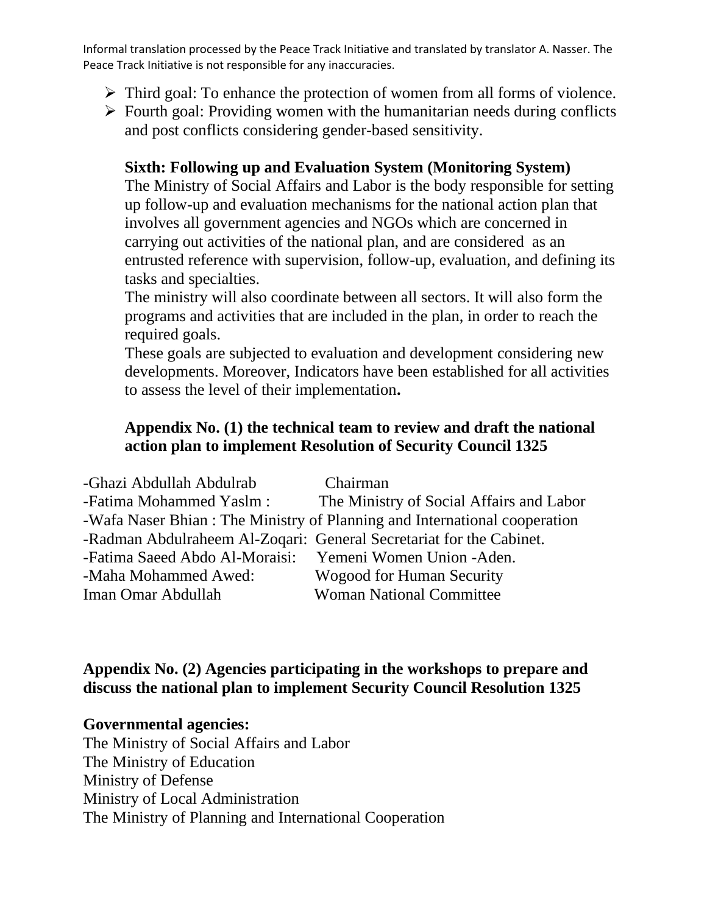Informal translation processed by the Peace Track Initiative and translated by translator A. Nasser. The Peace Track Initiative is not responsible for any inaccuracies.

- Third goal: To enhance the protection of women from all forms of violence.
- Fourth goal: Providing women with the humanitarian needs during conflicts and post conflicts considering gender-based sensitivity.

**Sixth: Following up and Evaluation System (Monitoring System)**

The Ministry of Social Affairs and Labor is the body responsible for setting up follow-up and evaluation mechanisms for the national action plan that involves all government agencies and NGOs which are concerned in carrying out activities of the national plan, and are considered as an entrusted reference with supervision, follow-up, evaluation, and defining its tasks and specialties.

The ministry will also coordinate between all sectors. It will also form the programs and activities that are included in the plan, in order to reach the required goals.

These goals are subjected to evaluation and development considering new developments. Moreover, Indicators have been established for all activities to assess the level of their implementation**.**

**Appendix No. (1) the technical team to review and draft the national action plan to implement Resolution of Security Council 1325**

| | |
|---|---|
| -Ghazi Abdullah Abdulrab | Chairman |
| -Fatima Mohammed Yaslm : | The Ministry of Social Affairs and Labor |
| -Wafa Naser Bhian : | The Ministry of Planning and International cooperation |
| -Radman Abdulraheem Al-Zoqari: | General Secretariat for the Cabinet. |
| -Fatima Saeed Abdo Al-Moraisi: | Yemeni Women Union -Aden. |
| -Maha Mohammed Awed: | Wogood for Human Security |
| Iman Omar Abdullah | Woman National Committee |

**Appendix No. (2) Agencies participating in the workshops to prepare and discuss the national plan to implement Security Council Resolution 1325**

**Governmental agencies:**

The Ministry of Social Affairs and Labor
The Ministry of Education
Ministry of Defense
Ministry of Local Administration
The Ministry of Planning and International Cooperation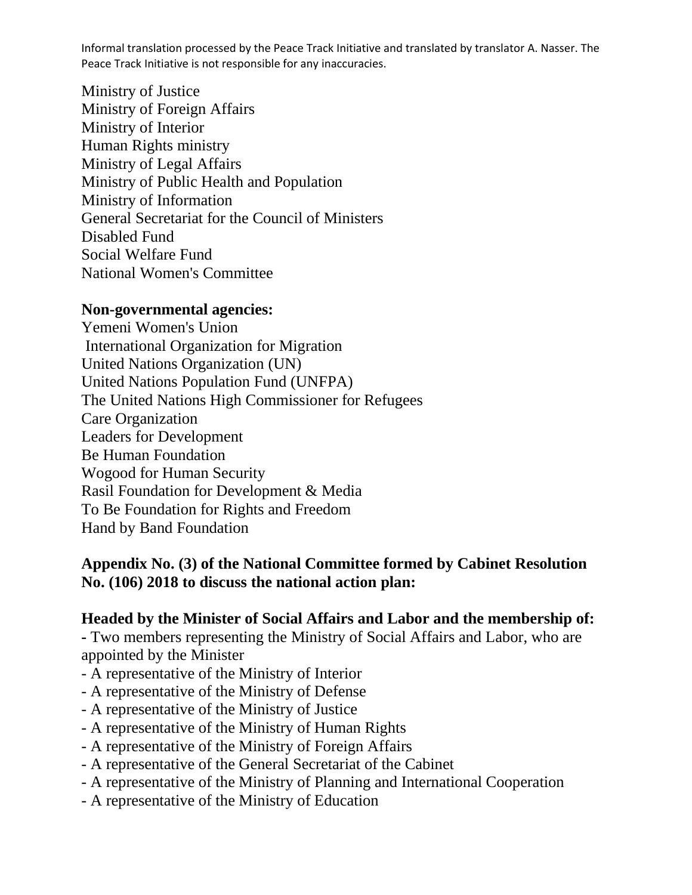Informal translation processed by the Peace Track Initiative and translated by translator A. Nasser. The Peace Track Initiative is not responsible for any inaccuracies.

Ministry of Justice
Ministry of Foreign Affairs
Ministry of Interior
Human Rights ministry
Ministry of Legal Affairs
Ministry of Public Health and Population
Ministry of Information
General Secretariat for the Council of Ministers
Disabled Fund
Social Welfare Fund
National Women's Committee

**Non-governmental agencies:**

Yemeni Women's Union
International Organization for Migration
United Nations Organization (UN)
United Nations Population Fund (UNFPA)
The United Nations High Commissioner for Refugees
Care Organization
Leaders for Development
Be Human Foundation
Wogood for Human Security
Rasil Foundation for Development & Media
To Be Foundation for Rights and Freedom
Hand by Band Foundation

**Appendix No. (3) of the National Committee formed by Cabinet Resolution No. (106) 2018 to discuss the national action plan:**

**Headed by the Minister of Social Affairs and Labor and the membership of:**

- Two members representing the Ministry of Social Affairs and Labor, who are appointed by the Minister
- A representative of the Ministry of Interior
- A representative of the Ministry of Defense
- A representative of the Ministry of Justice
- A representative of the Ministry of Human Rights
- A representative of the Ministry of Foreign Affairs
- A representative of the General Secretariat of the Cabinet
- A representative of the Ministry of Planning and International Cooperation
- A representative of the Ministry of Education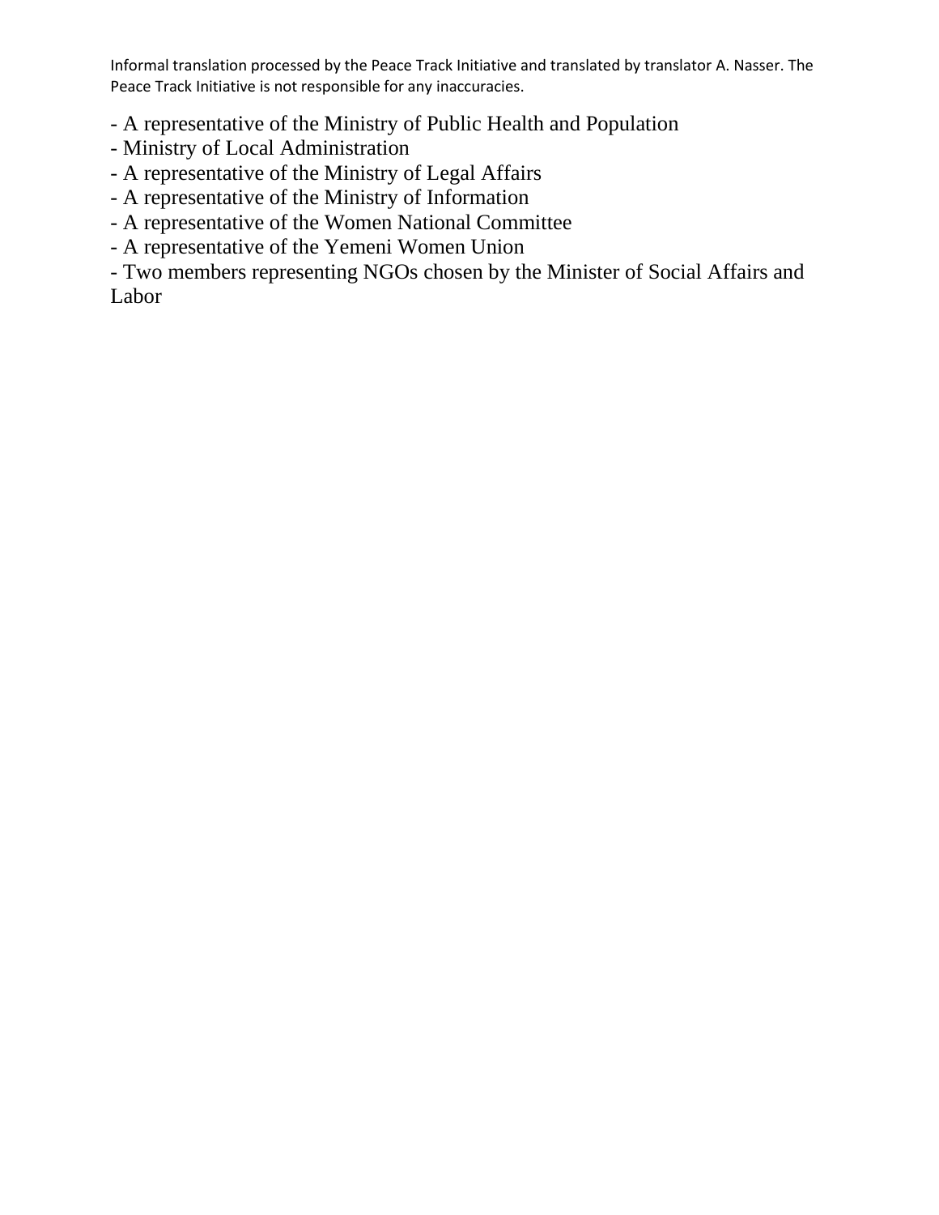- A representative of the Ministry of Public Health and Population
- Ministry of Local Administration
- A representative of the Ministry of Legal Affairs
- A representative of the Ministry of Information
- A representative of the Women National Committee
- A representative of the Yemeni Women Union
- Two members representing NGOs chosen by the Minister of Social Affairs and Labor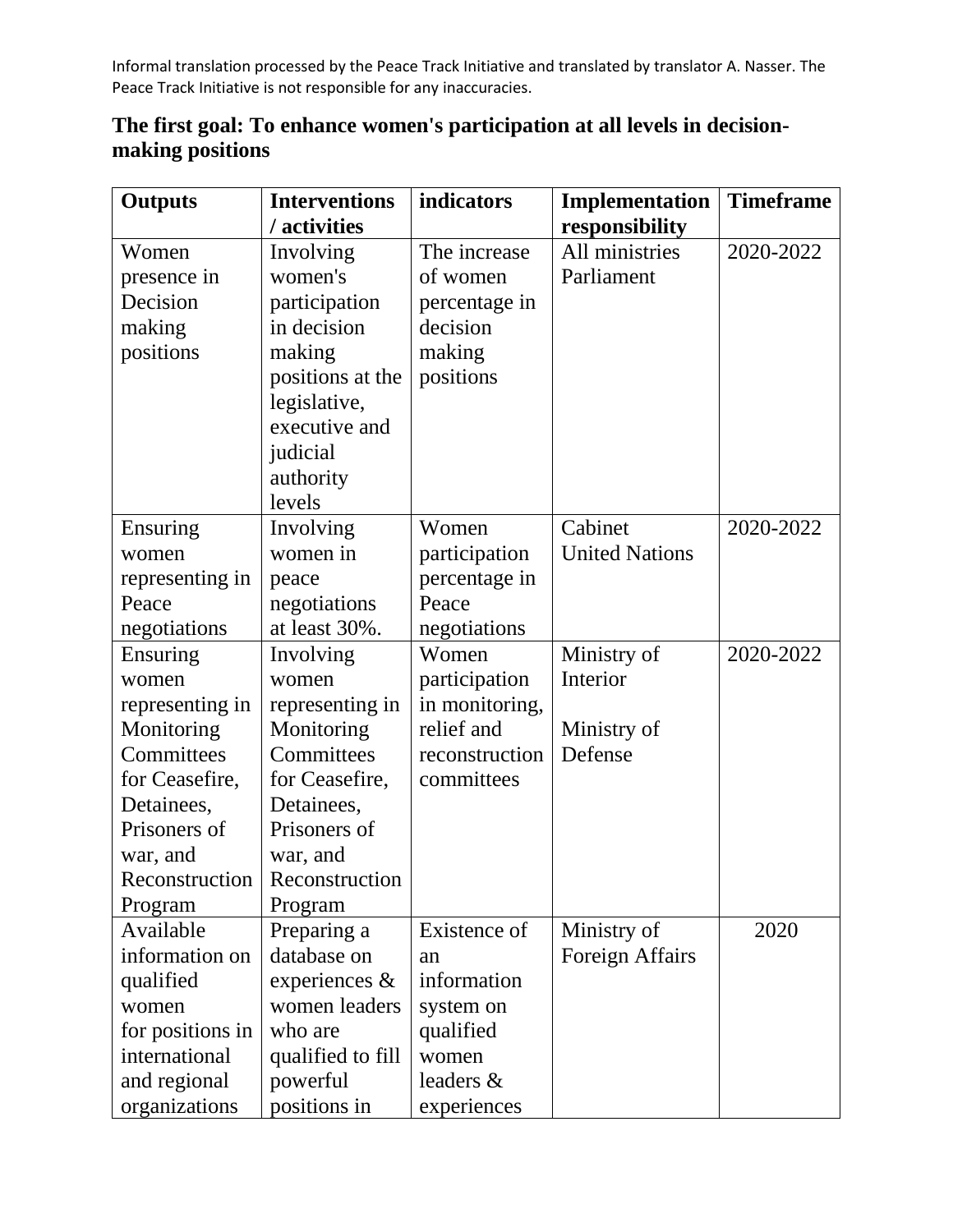Informal translation processed by the Peace Track Initiative and translated by translator A. Nasser. The Peace Track Initiative is not responsible for any inaccuracies.

## The first goal: To enhance women's participation at all levels in decision-making positions

| Outputs | Interventions / activities | indicators | Implementation responsibility | Timeframe |
|---|---|---|---|---|
| Women presence in Decision making positions | Involving women's participation in decision making positions at the legislative, executive and judicial authority levels | The increase of women percentage in decision making positions | All ministries Parliament | 2020-2022 |
| Ensuring women representing in Peace negotiations | Involving women in peace negotiations at least 30%. | Women participation percentage in Peace negotiations | Cabinet United Nations | 2020-2022 |
| Ensuring women representing in Monitoring Committees for Ceasefire, Detainees, Prisoners of war, and Reconstruction Program | Involving women representing in Monitoring Committees for Ceasefire, Detainees, Prisoners of war, and Reconstruction Program | Women participation in monitoring, relief and reconstruction committees | Ministry of Interior Ministry of Defense | 2020-2022 |
| Available information on qualified women for positions in international and regional organizations | Preparing a database on experiences & women leaders who are qualified to fill powerful positions in | Existence of an information system on qualified women leaders & experiences | Ministry of Foreign Affairs | 2020 |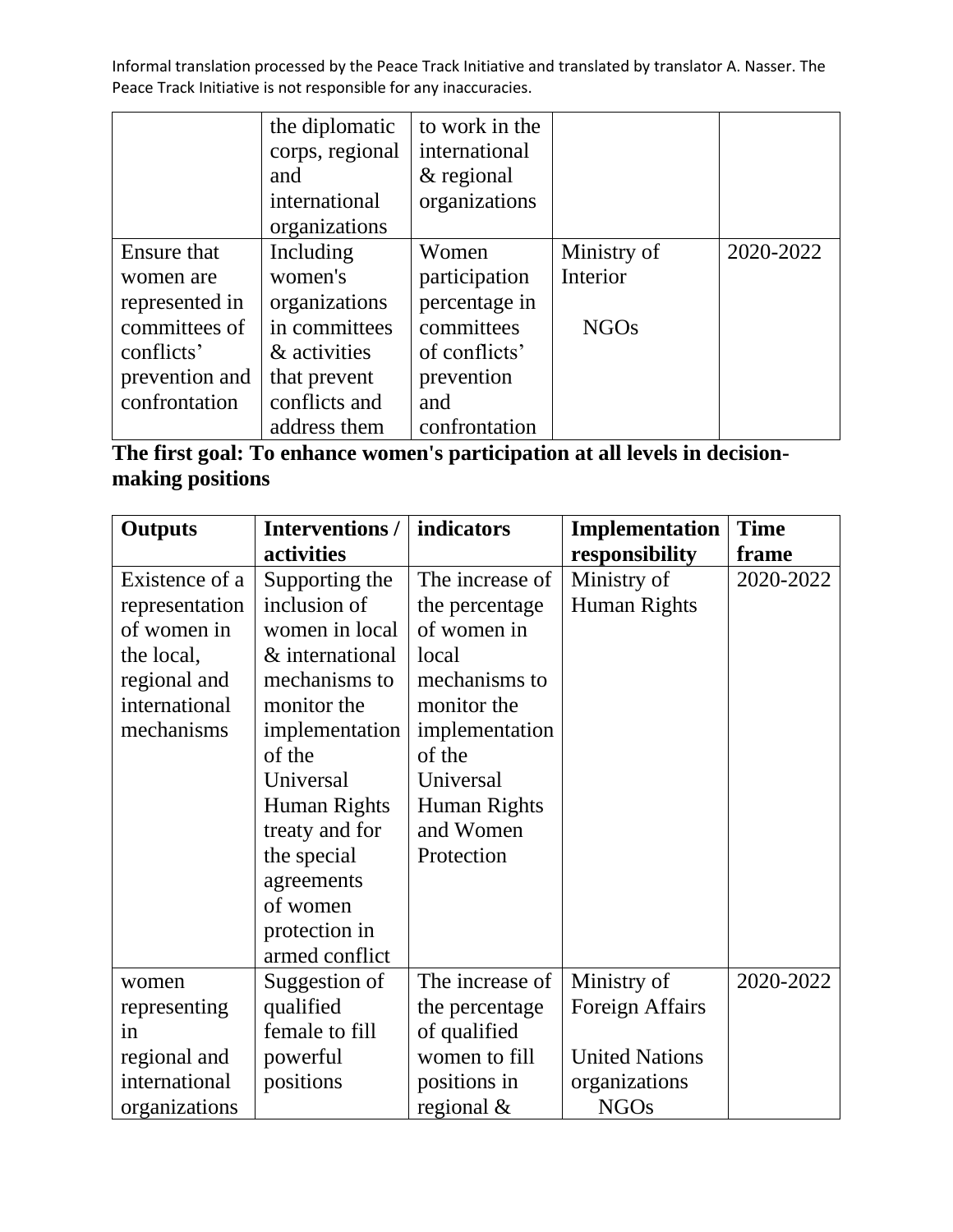| | the diplomatic corps, regional and international organizations | to work in the international & regional organizations | | |
|---|---|---|---|---|
| Ensure that women are represented in committees of conflicts' prevention and confrontation | Including women's organizations in committees & activities that prevent conflicts and address them | Women participation percentage in committees of conflicts' prevention and confrontation | Ministry of Interior<br>NGOs | 2020-2022 |

**The first goal: To enhance women's participation at all levels in decision-making positions**

| Outputs | Interventions / activities | indicators | Implementation responsibility | Time frame |
|---|---|---|---|---|
| Existence of a representation of women in the local, regional and international mechanisms | Supporting the inclusion of women in local & international mechanisms to monitor the implementation of the Universal Human Rights treaty and for the special agreements of women protection in armed conflict | The increase of the percentage of women in local mechanisms to monitor the implementation of the Universal Human Rights and Women Protection | Ministry of Human Rights | 2020-2022 |
| women representing in regional and international organizations | Suggestion of qualified female to fill powerful positions | The increase of the percentage of qualified women to fill positions in regional & | Ministry of Foreign Affairs<br>United Nations organizations<br>NGOs | 2020-2022 |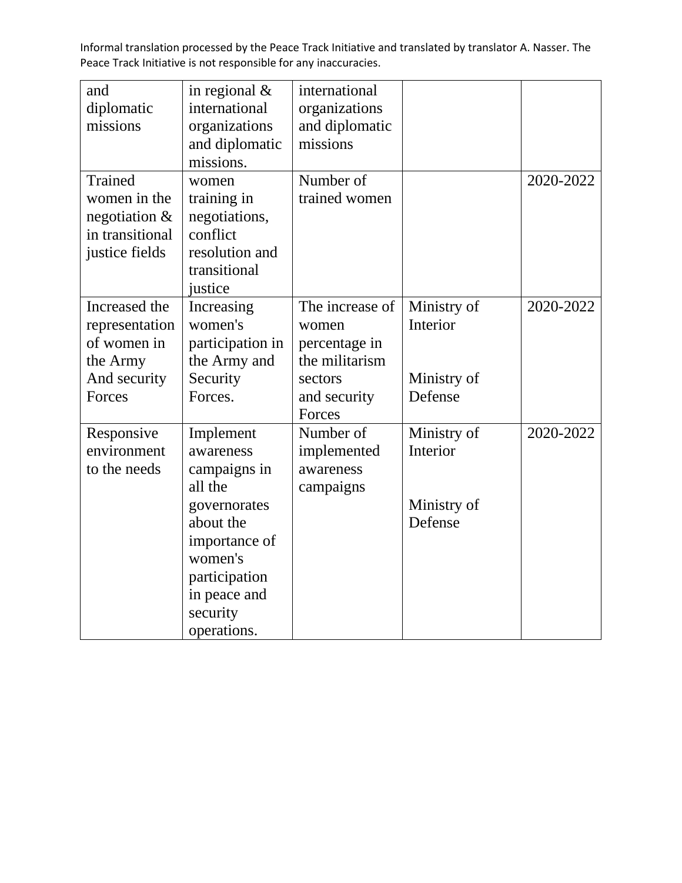Informal translation processed by the Peace Track Initiative and translated by translator A. Nasser. The Peace Track Initiative is not responsible for any inaccuracies.

| | | | | |
|---|---|---|---|---|
| and diplomatic missions | in regional & international organizations and diplomatic missions. | international organizations and diplomatic missions | | |
| Trained women in the negotiation & in transitional justice fields | women training in negotiations, conflict resolution and transitional justice | Number of trained women | | 2020-2022 |
| Increased the representation of women in the Army And security Forces | Increasing women's participation in the Army and Security Forces. | The increase of women percentage in the militarism sectors and security Forces | Ministry of Interior<br><br>Ministry of Defense | 2020-2022 |
| Responsive environment to the needs | Implement awareness campaigns in all the governorates about the importance of women's participation in peace and security operations. | Number of implemented awareness campaigns | Ministry of Interior<br><br>Ministry of Defense | 2020-2022 |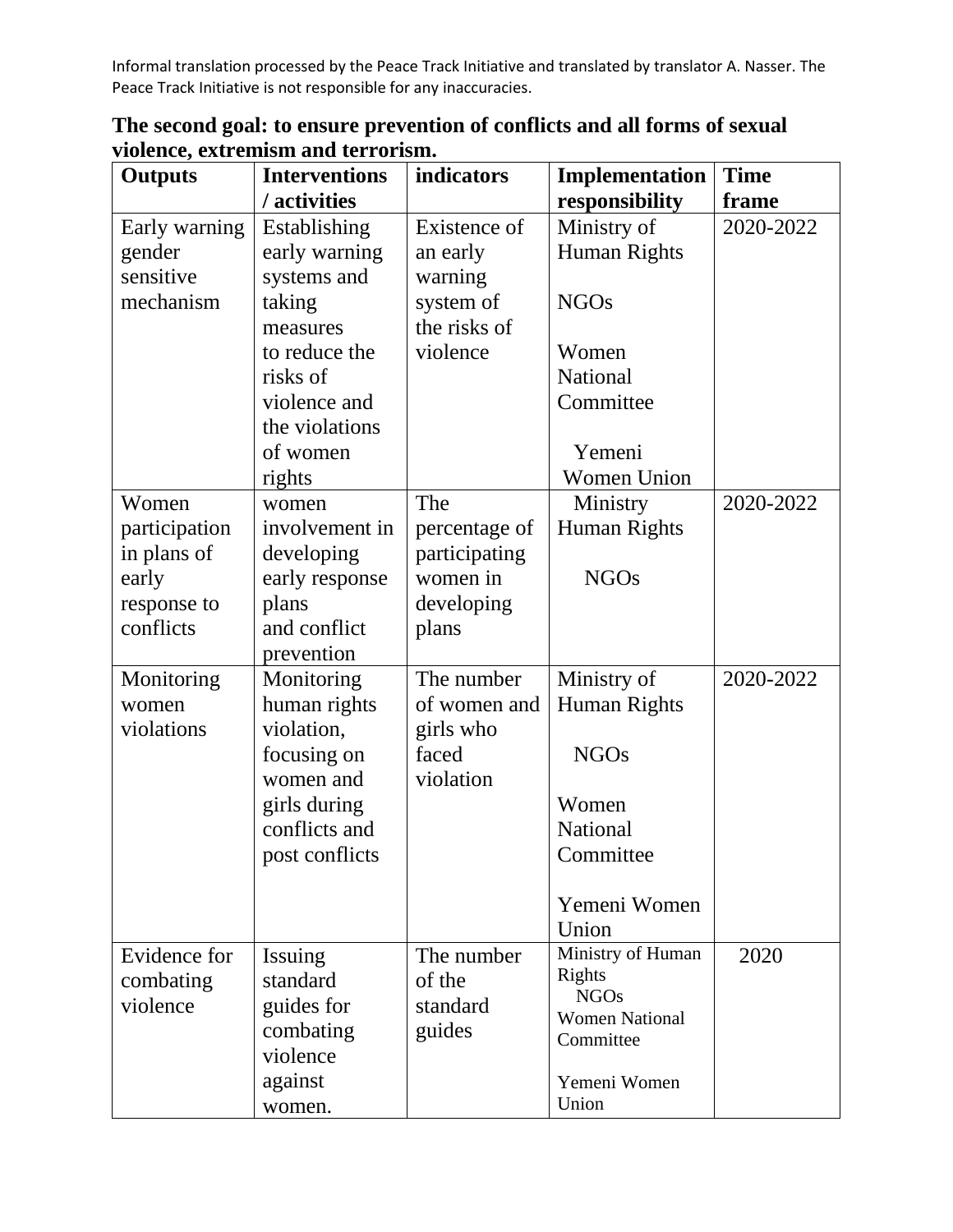Informal translation processed by the Peace Track Initiative and translated by translator A. Nasser. The Peace Track Initiative is not responsible for any inaccuracies.

**The second goal: to ensure prevention of conflicts and all forms of sexual violence, extremism and terrorism.**

| **Outputs** | **Interventions / activities** | **indicators** | **Implementation responsibility** | **Time frame** |
|---|---|---|---|---|
| Early warning gender sensitive mechanism | Establishing early warning systems and taking measures to reduce the risks of violence and the violations of women rights | Existence of an early warning system of the risks of violence | Ministry of Human Rights<br><br>NGOs<br><br>Women National Committee<br><br>Yemeni Women Union | 2020-2022 |
| Women participation in plans of early response to conflicts | women involvement in developing early response plans and conflict prevention | The percentage of participating women in developing plans | Ministry Human Rights<br><br>NGOs | 2020-2022 |
| Monitoring women violations | Monitoring human rights violation, focusing on women and girls during conflicts and post conflicts | The number of women and girls who faced violation | Ministry of Human Rights<br><br>NGOs<br><br>Women National Committee<br><br>Yemeni Women Union | 2020-2022 |
| Evidence for combating violence | Issuing standard guides for combating violence against women. | The number of the standard guides | Ministry of Human Rights<br>NGOs<br>Women National Committee<br><br>Yemeni Women Union | 2020 |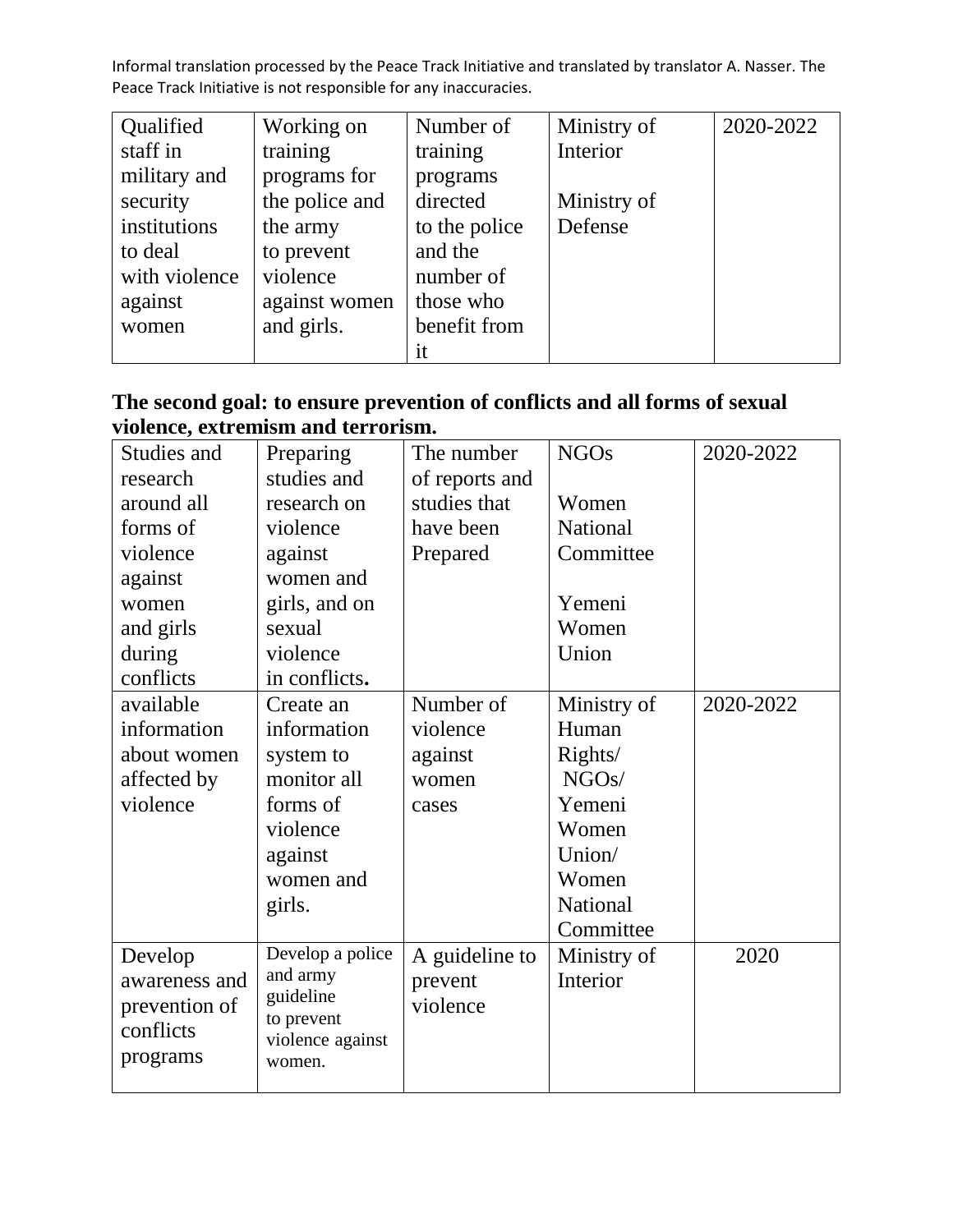Informal translation processed by the Peace Track Initiative and translated by translator A. Nasser. The Peace Track Initiative is not responsible for any inaccuracies.

| Qualified staff in military and security institutions to deal with violence against women | Working on training programs for the police and the army to prevent violence against women and girls. | Number of training programs directed to the police and the number of those who benefit from it | Ministry of Interior<br><br>Ministry of Defense | 2020-2022 |
|---|---|---|---|---|

**The second goal: to ensure prevention of conflicts and all forms of sexual violence, extremism and terrorism.**

| Studies and research around all forms of violence against women and girls during conflicts | Preparing studies and research on violence against women and girls, and on sexual violence in conflicts**.** | The number of reports and studies that have been Prepared | NGOs<br><br>Women National Committee<br><br>Yemeni Women Union | 2020-2022 |
|---|---|---|---|---|
| available information about women affected by violence | Create an information system to monitor all forms of violence against women and girls. | Number of violence against women cases | Ministry of Human Rights/ NGOs/ Yemeni Women Union/ Women National Committee | 2020-2022 |
| Develop awareness and prevention of conflicts programs | Develop a police and army guideline to prevent violence against women. | A guideline to prevent violence | Ministry of Interior | 2020 |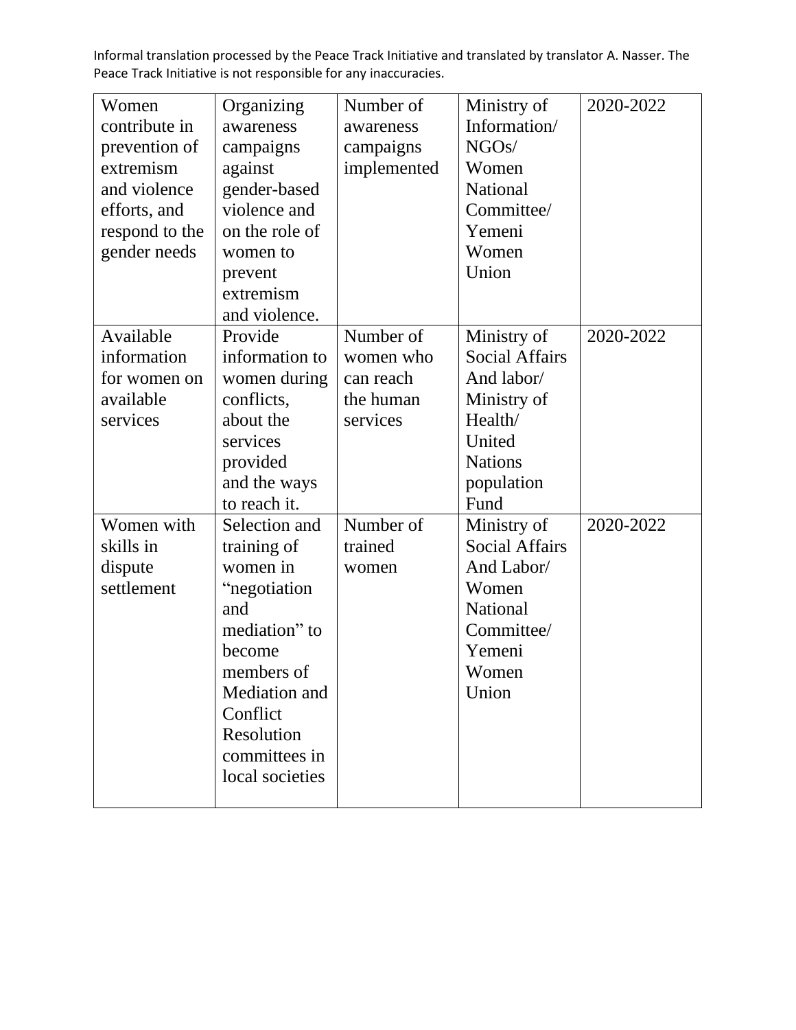| Women contribute in prevention of extremism and violence efforts, and respond to the gender needs | Organizing awareness campaigns against gender-based violence and on the role of women to prevent extremism and violence. | Number of awareness campaigns implemented | Ministry of Information/ NGOs/ Women National Committee/ Yemeni Women Union | 2020-2022 |
|---|---|---|---|---|
| Available information for women on available services | Provide information to women during conflicts, about the services provided and the ways to reach it. | Number of women who can reach the human services | Ministry of Social Affairs And labor/ Ministry of Health/ United Nations population Fund | 2020-2022 |
| Women with skills in dispute settlement | Selection and training of women in "negotiation and mediation" to become members of Mediation and Conflict Resolution committees in local societies | Number of trained women | Ministry of Social Affairs And Labor/ Women National Committee/ Yemeni Women Union | 2020-2022 |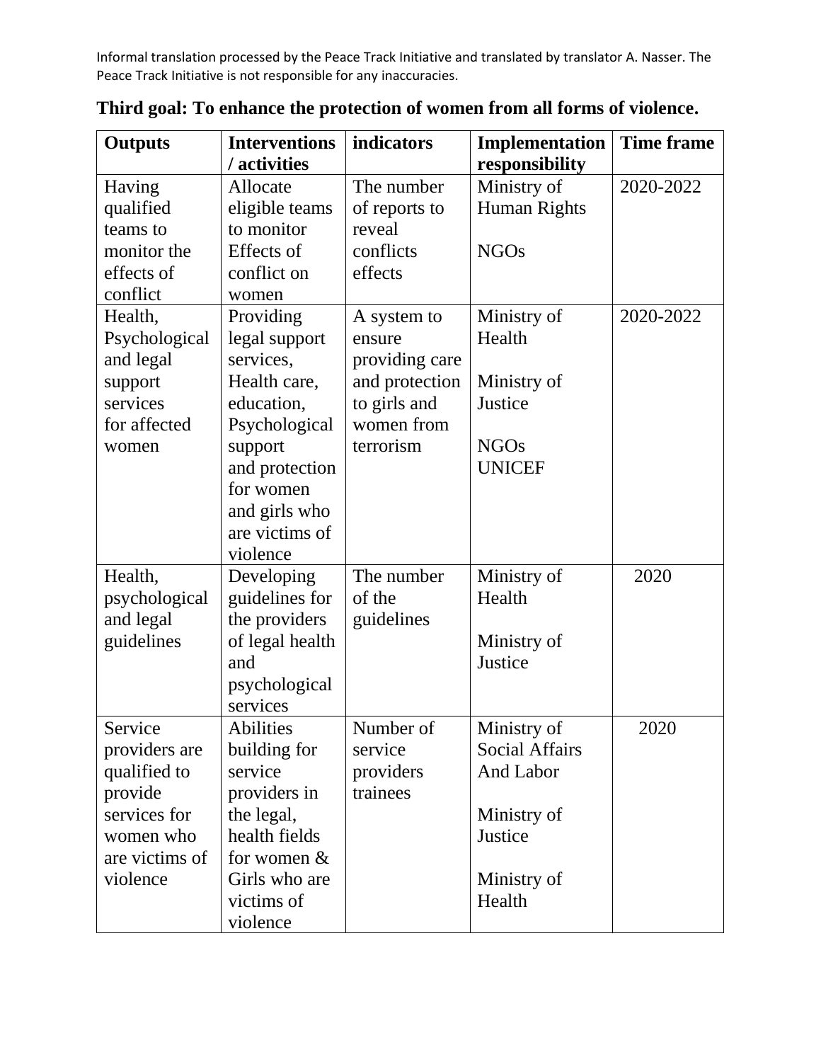Informal translation processed by the Peace Track Initiative and translated by translator A. Nasser. The Peace Track Initiative is not responsible for any inaccuracies.

**Third goal: To enhance the protection of women from all forms of violence.**

| **Outputs** | **Interventions / activities** | **indicators** | **Implementation responsibility** | **Time frame** |
|---|---|---|---|---|
| Having qualified teams to monitor the effects of conflict | Allocate eligible teams to monitor Effects of conflict on women | The number of reports to reveal conflicts effects | Ministry of Human Rights<br><br>NGOs | 2020-2022 |
| Health, Psychological and legal support services for affected women | Providing legal support services, Health care, education, Psychological support and protection for women and girls who are victims of violence | A system to ensure providing care and protection to girls and women from terrorism | Ministry of Health<br><br>Ministry of Justice<br><br>NGOs<br>UNICEF | 2020-2022 |
| Health, psychological and legal guidelines | Developing guidelines for the providers of legal health and psychological services | The number of the guidelines | Ministry of Health<br><br>Ministry of Justice | 2020 |
| Service providers are qualified to provide services for women who are victims of violence | Abilities building for service providers in the legal, health fields for women & Girls who are victims of violence | Number of service providers trainees | Ministry of Social Affairs And Labor<br><br>Ministry of Justice<br><br>Ministry of Health | 2020 |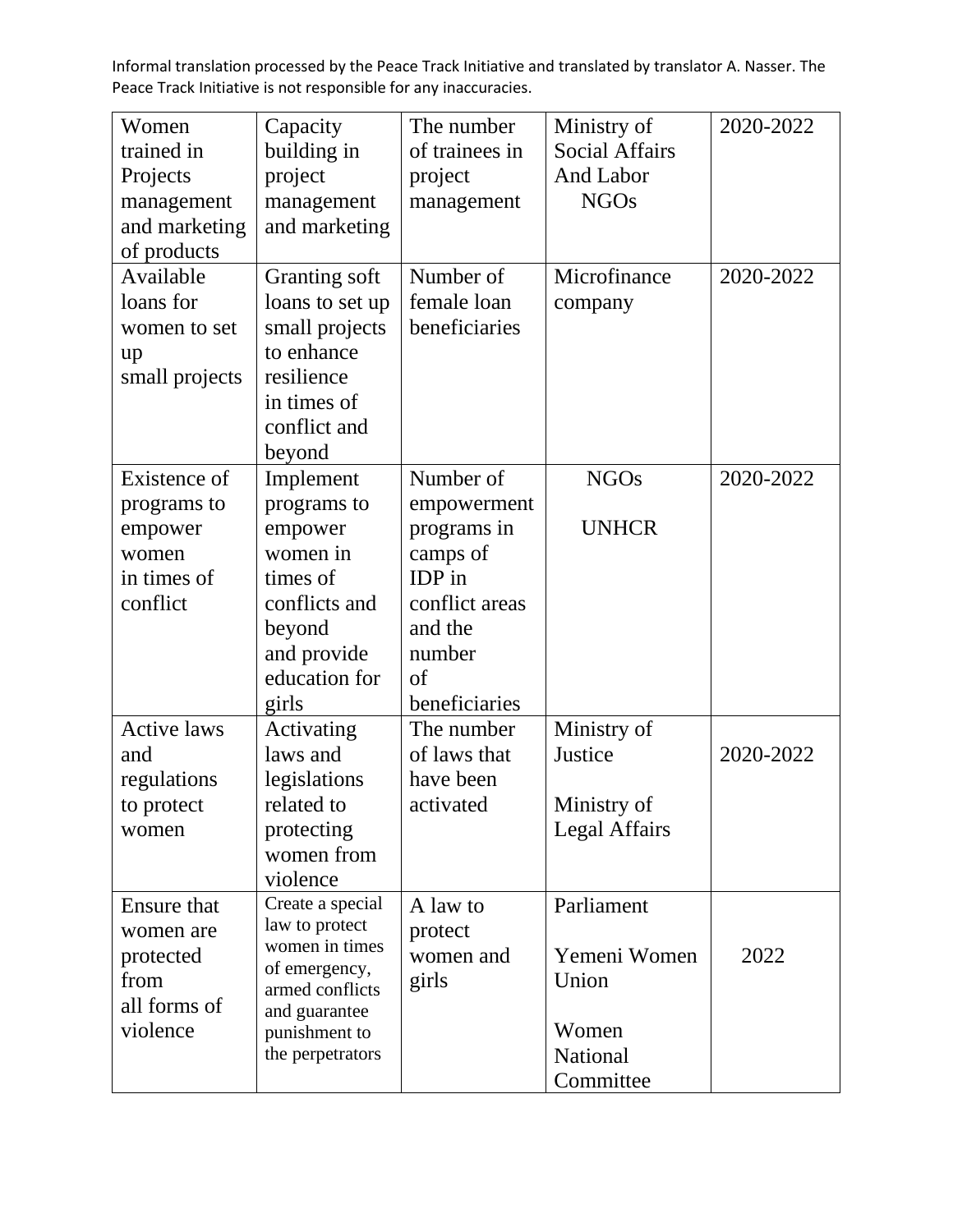Informal translation processed by the Peace Track Initiative and translated by translator A. Nasser. The Peace Track Initiative is not responsible for any inaccuracies.

| | | | | |
|---|---|---|---|---|
| Women trained in Projects management and marketing of products | Capacity building in project management and marketing | The number of trainees in project management | Ministry of Social Affairs And Labor<br>NGOs | 2020-2022 |
| Available loans for women to set up small projects | Granting soft loans to set up small projects to enhance resilience in times of conflict and beyond | Number of female loan beneficiaries | Microfinance company | 2020-2022 |
| Existence of programs to empower women in times of conflict | Implement programs to empower women in times of conflicts and beyond and provide education for girls | Number of empowerment programs in camps of IDP in conflict areas and the number of beneficiaries | NGOs<br>UNHCR | 2020-2022 |
| Active laws and regulations to protect women | Activating laws and legislations related to protecting women from violence | The number of laws that have been activated | Ministry of Justice<br>Ministry of Legal Affairs | 2020-2022 |
| Ensure that women are protected from all forms of violence | Create a special law to protect women in times of emergency, armed conflicts and guarantee punishment to the perpetrators | A law to protect women and girls | Parliament<br>Yemeni Women Union<br>Women National Committee | 2022 |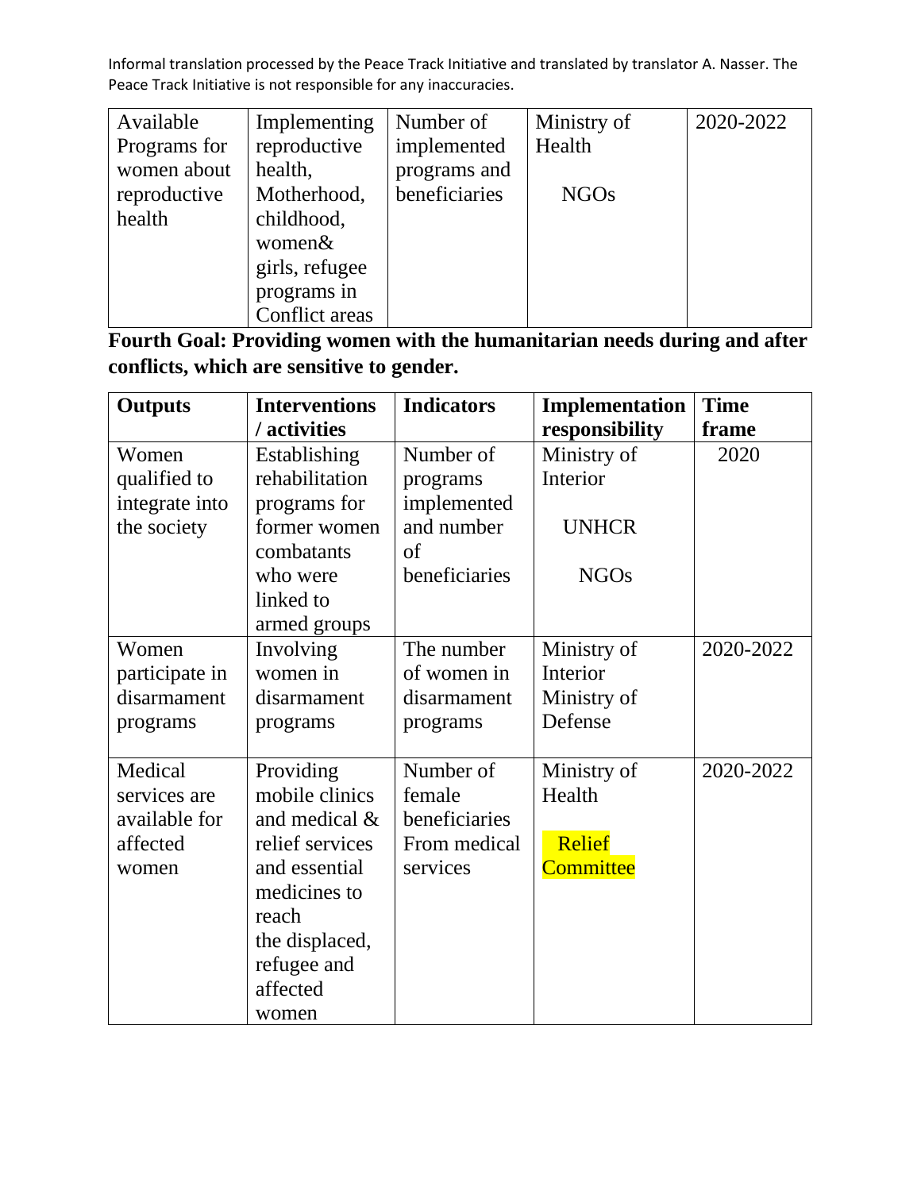Informal translation processed by the Peace Track Initiative and translated by translator A. Nasser. The Peace Track Initiative is not responsible for any inaccuracies.

| | | | | |
|---|---|---|---|---|
| Available Programs for women about reproductive health | Implementing reproductive health, Motherhood, childhood, women& girls, refugee programs in Conflict areas | Number of implemented programs and beneficiaries | Ministry of Health<br><br>NGOs | 2020-2022 |

**Fourth Goal: Providing women with the humanitarian needs during and after conflicts, which are sensitive to gender.**

| **Outputs** | **Interventions / activities** | **Indicators** | **Implementation responsibility** | **Time frame** |
|---|---|---|---|---|
| Women qualified to integrate into the society | Establishing rehabilitation programs for former women combatants who were linked to armed groups | Number of programs implemented and number of beneficiaries | Ministry of Interior<br><br>UNHCR<br><br>NGOs | 2020 |
| Women participate in disarmament programs | Involving women in disarmament programs | The number of women in disarmament programs | Ministry of Interior<br>Ministry of Defense | 2020-2022 |
| Medical services are available for affected women | Providing mobile clinics and medical & relief services and essential medicines to reach the displaced, refugee and affected women | Number of female beneficiaries From medical services | Ministry of Health<br><br>Relief Committee | 2020-2022 |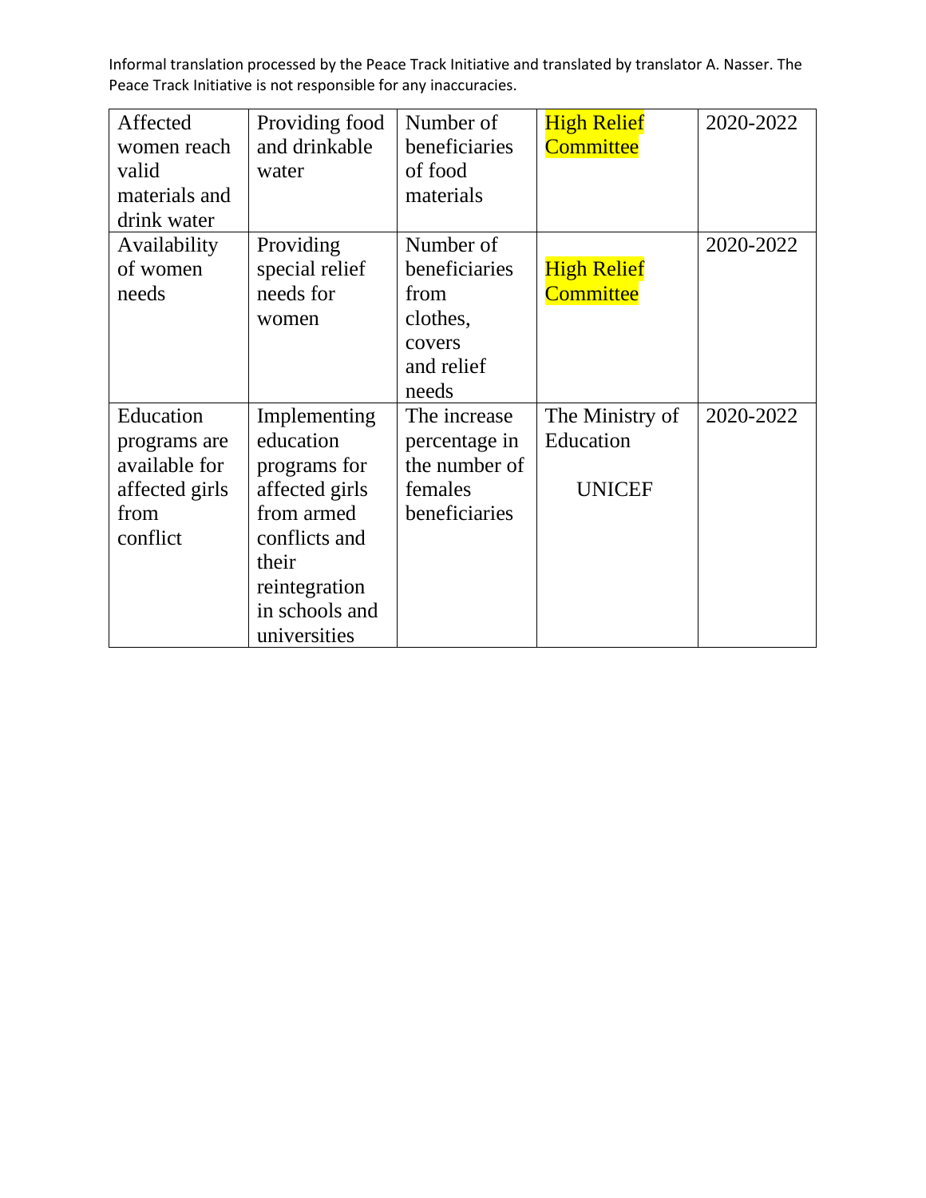Informal translation processed by the Peace Track Initiative and translated by translator A. Nasser. The Peace Track Initiative is not responsible for any inaccuracies.

| | | | | |
|---|---|---|---|---|
| Affected women reach valid materials and drink water | Providing food and drinkable water | Number of beneficiaries of food materials | High Relief Committee | 2020-2022 |
| Availability of women needs | Providing special relief needs for women | Number of beneficiaries from clothes, covers and relief needs | High Relief Committee | 2020-2022 |
| Education programs are available for affected girls from conflict | Implementing education programs for affected girls from armed conflicts and their reintegration in schools and universities | The increase percentage in the number of females beneficiaries | The Ministry of Education<br><br>UNICEF | 2020-2022 |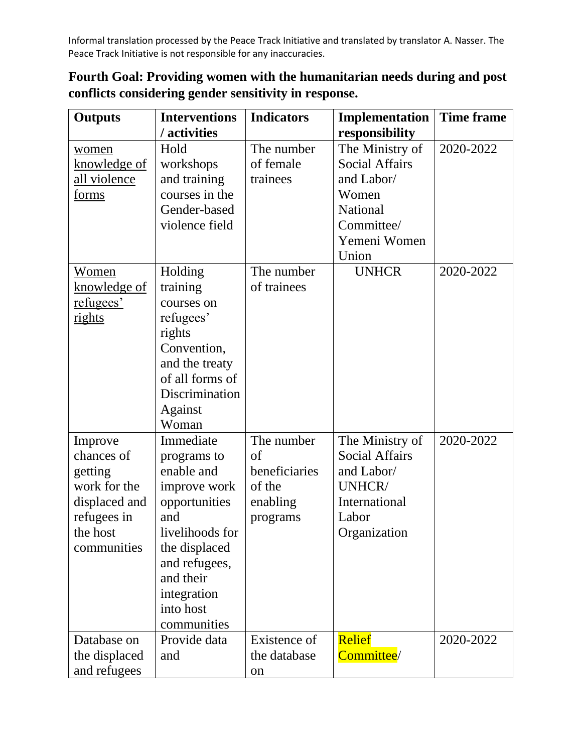Informal translation processed by the Peace Track Initiative and translated by translator A. Nasser. The Peace Track Initiative is not responsible for any inaccuracies.

**Fourth Goal: Providing women with the humanitarian needs during and post conflicts considering gender sensitivity in response.**

| Outputs | Interventions / activities | Indicators | Implementation responsibility | Time frame |
|---|---|---|---|---|
| <u>women knowledge of all violence forms</u> | Hold workshops and training courses in the Gender-based violence field | The number of female trainees | The Ministry of Social Affairs and Labor/ Women National Committee/ Yemeni Women Union | 2020-2022 |
| <u>Women knowledge of refugees' rights</u> | Holding training courses on refugees' rights Convention, and the treaty of all forms of Discrimination Against Woman | The number of trainees | UNHCR | 2020-2022 |
| Improve chances of getting work for the displaced and refugees in the host communities | Immediate programs to enable and improve work opportunities and livelihoods for the displaced and refugees, and their integration into host communities | The number of beneficiaries of the enabling programs | The Ministry of Social Affairs and Labor/ UNHCR/ International Labor Organization | 2020-2022 |
| Database on the displaced and refugees | Provide data and | Existence of the database on | Relief Committee/ | 2020-2022 |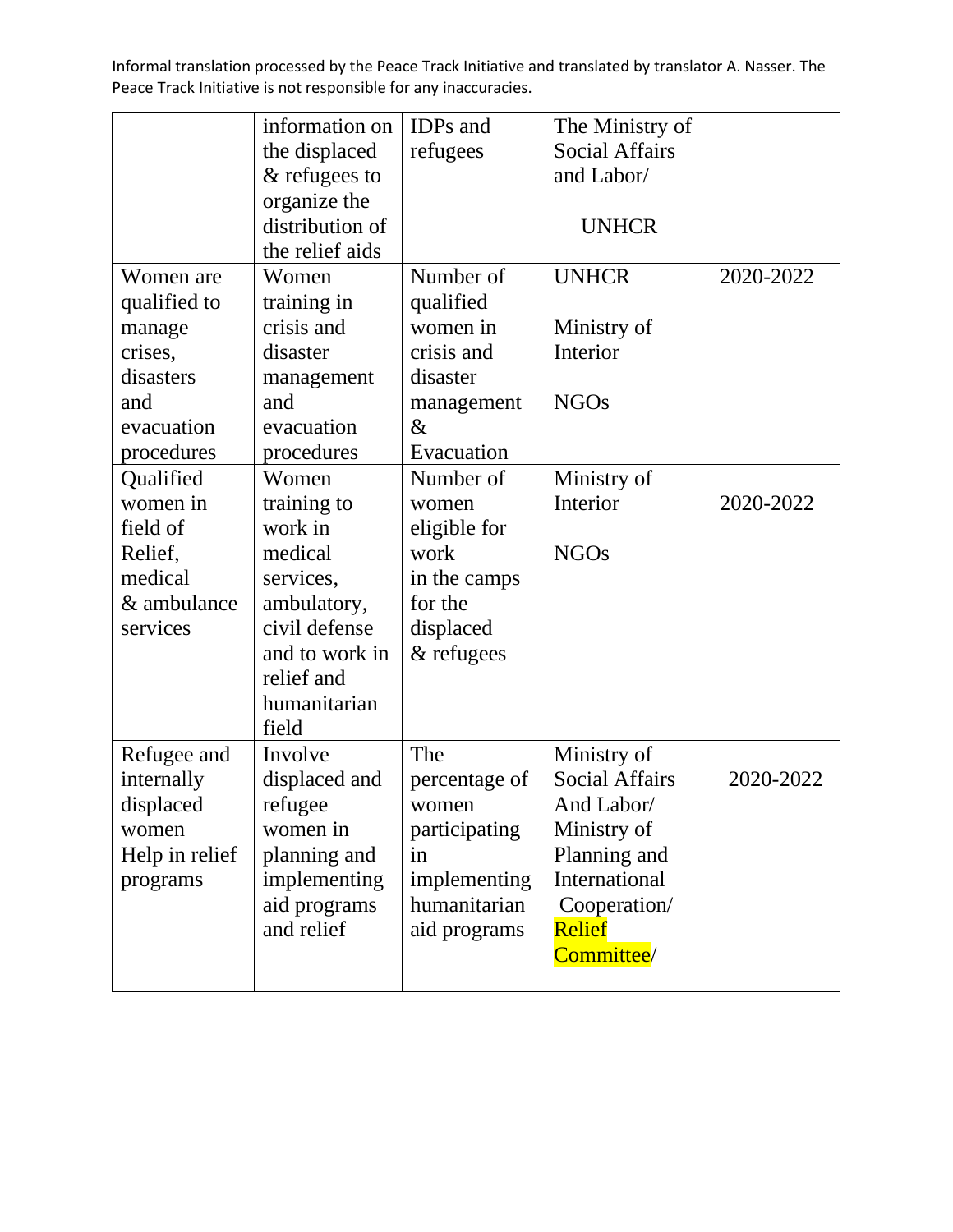Informal translation processed by the Peace Track Initiative and translated by translator A. Nasser. The Peace Track Initiative is not responsible for any inaccuracies.

| | | | | |
|---|---|---|---|---|
| | information on the displaced & refugees to organize the distribution of the relief aids | IDPs and refugees | The Ministry of Social Affairs and Labor/ UNHCR | |
| Women are qualified to manage crises, disasters and evacuation procedures | Women training in crisis and disaster management and evacuation procedures | Number of qualified women in crisis and disaster management & Evacuation | UNHCR Ministry of Interior NGOs | 2020-2022 |
| Qualified women in field of Relief, medical & ambulance services | Women training to work in medical services, ambulatory, civil defense and to work in relief and humanitarian field | Number of women eligible for work in the camps for the displaced & refugees | Ministry of Interior NGOs | 2020-2022 |
| Refugee and internally displaced women Help in relief programs | Involve displaced and refugee women in planning and implementing aid programs and relief | The percentage of women participating in implementing humanitarian aid programs | Ministry of Social Affairs And Labor/ Ministry of Planning and International Cooperation/ Relief Committee/ | 2020-2022 |